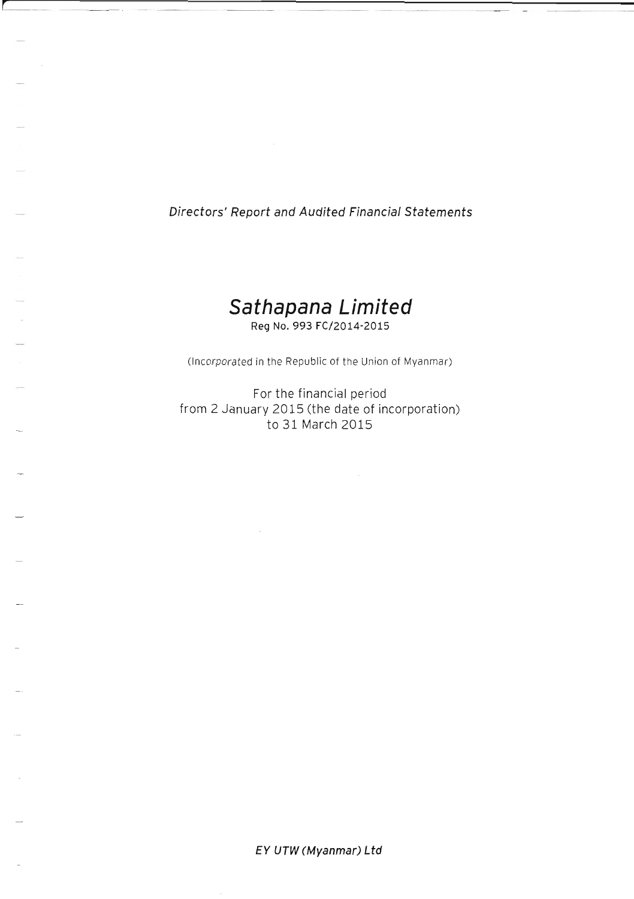*Directors' Report and Audited Financial Statements*

# *Sathapana Limited*

**Reg No. 993 FC/2014-2015**

(Incorporated in the Republic of the Union of Myanmar)

For the financial period
from 2 January 2015 (the date of incorporation)
to 31 March 2015

*EY UTW (Myanmar) Ltd*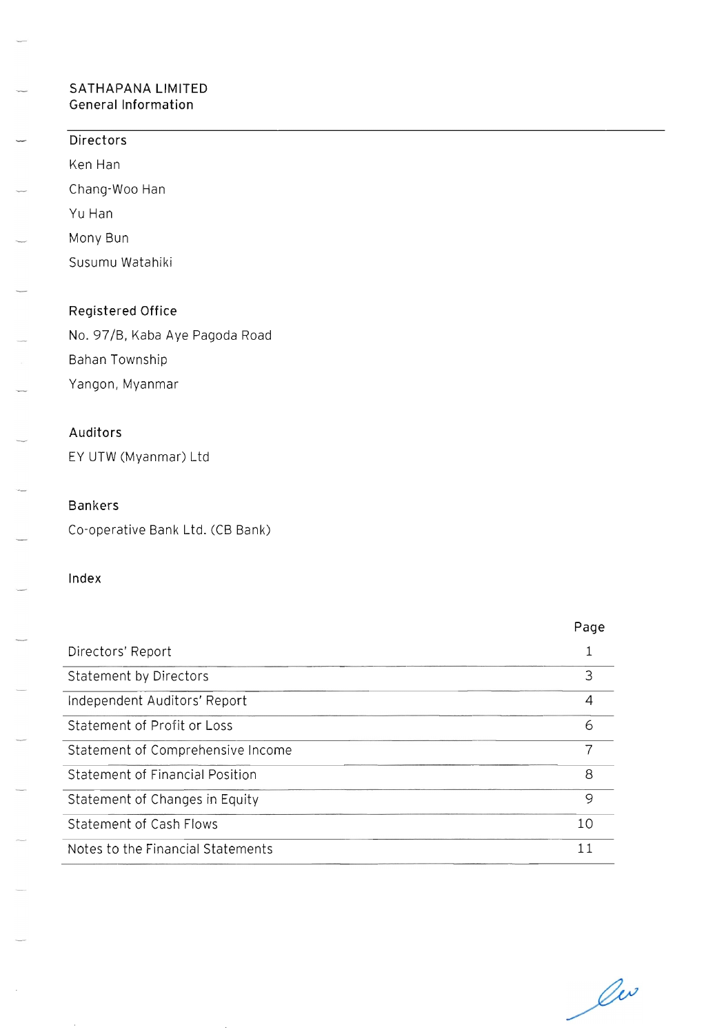# SATHAPANA LIMITED
## General Information

### Directors

Ken Han

Chang-Woo Han

Yu Han

Mony Bun

Susumu Watahiki

### Registered Office

No. 97/B, Kaba Aye Pagoda Road

Bahan Township

Yangon, Myanmar

### Auditors

EY UTW (Myanmar) Ltd

### Bankers

Co-operative Bank Ltd. (CB Bank)

### Index

| | Page |
|---|---|
| Directors' Report | 1 |
| Statement by Directors | 3 |
| Independent Auditors' Report | 4 |
| Statement of Profit or Loss | 6 |
| Statement of Comprehensive Income | 7 |
| Statement of Financial Position | 8 |
| Statement of Changes in Equity | 9 |
| Statement of Cash Flows | 10 |
| Notes to the Financial Statements | 11 |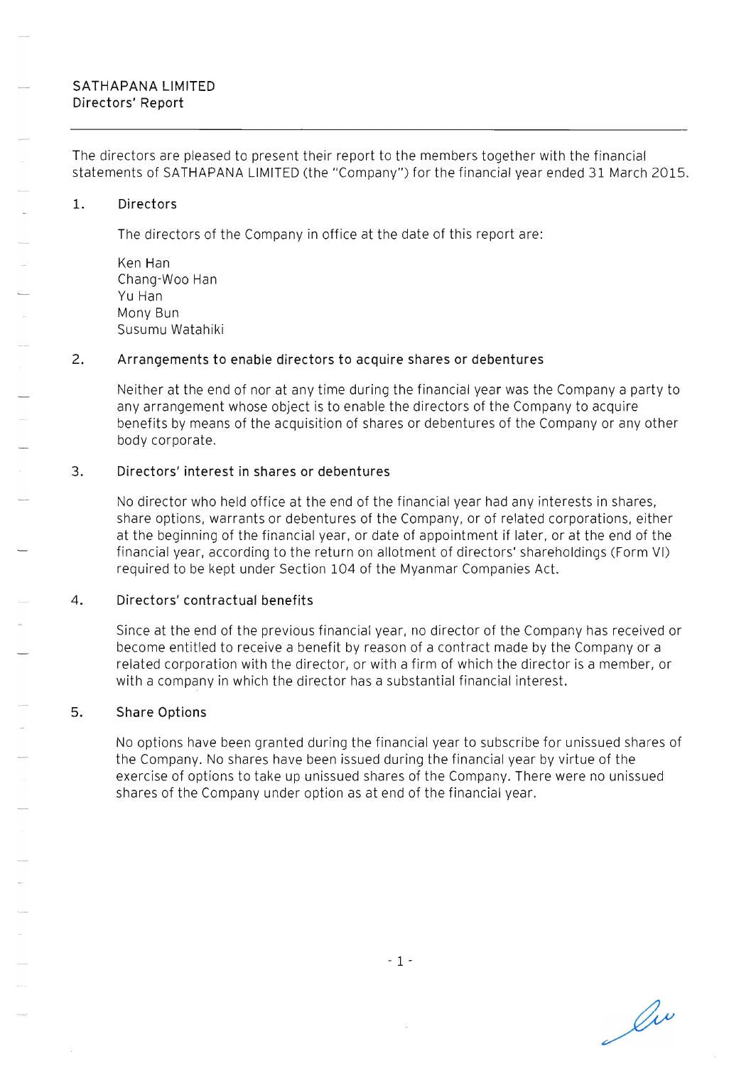SATHAPANA LIMITED
Directors' Report

The directors are pleased to present their report to the members together with the financial statements of SATHAPANA LIMITED (the "Company") for the financial year ended 31 March 2015.

## 1. Directors

The directors of the Company in office at the date of this report are:

Ken Han
Chang-Woo Han
Yu Han
Mony Bun
Susumu Watahiki

## 2. Arrangements to enable directors to acquire shares or debentures

Neither at the end of nor at any time during the financial year was the Company a party to any arrangement whose object is to enable the directors of the Company to acquire benefits by means of the acquisition of shares or debentures of the Company or any other body corporate.

## 3. Directors' interest in shares or debentures

No director who held office at the end of the financial year had any interests in shares, share options, warrants or debentures of the Company, or of related corporations, either at the beginning of the financial year, or date of appointment if later, or at the end of the financial year, according to the return on allotment of directors' shareholdings (Form VI) required to be kept under Section 104 of the Myanmar Companies Act.

## 4. Directors' contractual benefits

Since at the end of the previous financial year, no director of the Company has received or become entitled to receive a benefit by reason of a contract made by the Company or a related corporation with the director, or with a firm of which the director is a member, or with a company in which the director has a substantial financial interest.

## 5. Share Options

No options have been granted during the financial year to subscribe for unissued shares of the Company. No shares have been issued during the financial year by virtue of the exercise of options to take up unissued shares of the Company. There were no unissued shares of the Company under option as at end of the financial year.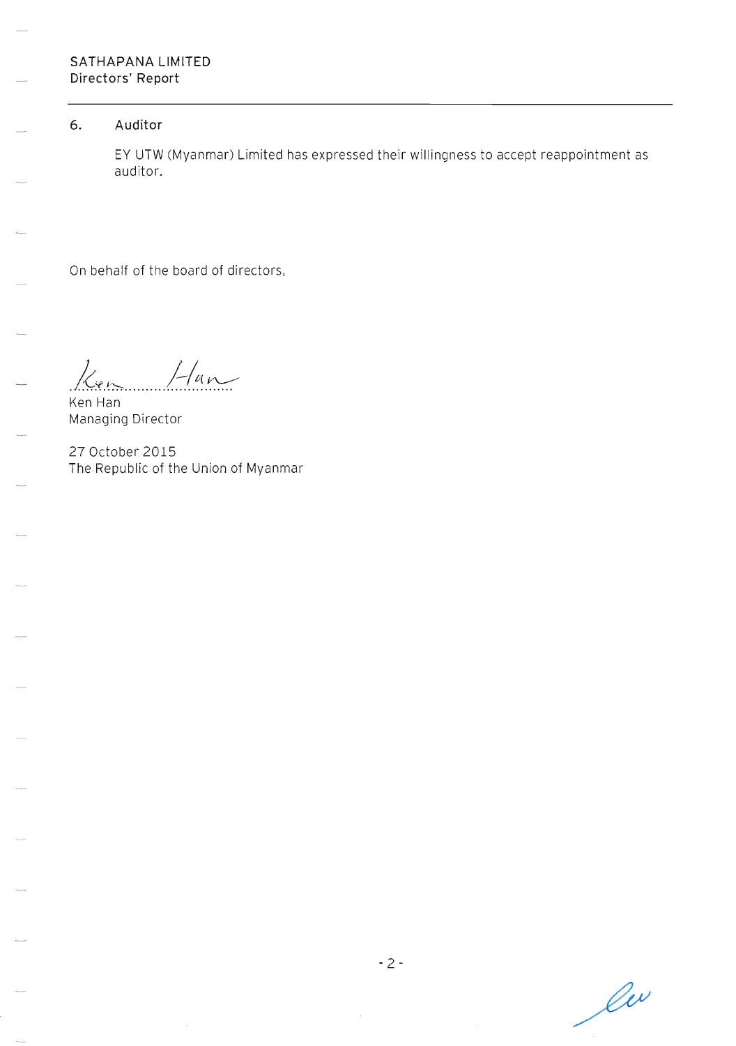## 6. Auditor

EY UTW (Myanmar) Limited has expressed their willingness to accept reappointment as auditor.

On behalf of the board of directors,

Ken Han
Managing Director

27 October 2015
The Republic of the Union of Myanmar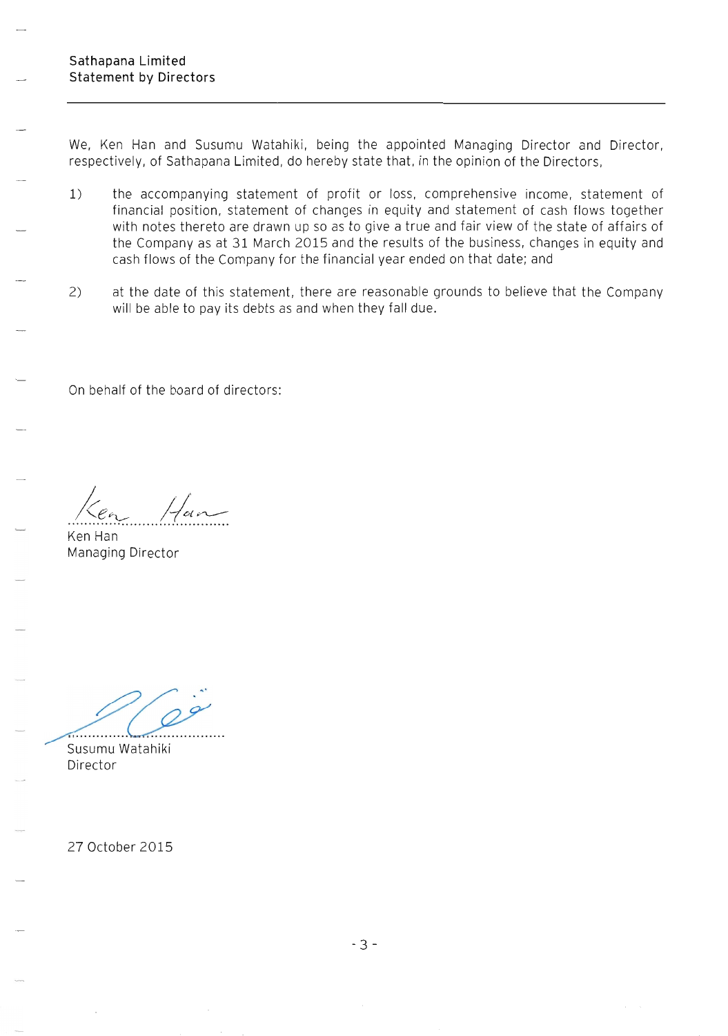Sathapana Limited
Statement by Directors

We, Ken Han and Susumu Watahiki, being the appointed Managing Director and Director, respectively, of Sathapana Limited, do hereby state that, in the opinion of the Directors,

1) the accompanying statement of profit or loss, comprehensive income, statement of financial position, statement of changes in equity and statement of cash flows together with notes thereto are drawn up so as to give a true and fair view of the state of affairs of the Company as at 31 March 2015 and the results of the business, changes in equity and cash flows of the Company for the financial year ended on that date; and

2) at the date of this statement, there are reasonable grounds to believe that the Company will be able to pay its debts as and when they fall due.

On behalf of the board of directors:

Ken Han
Managing Director

Susumu Watahiki
Director

27 October 2015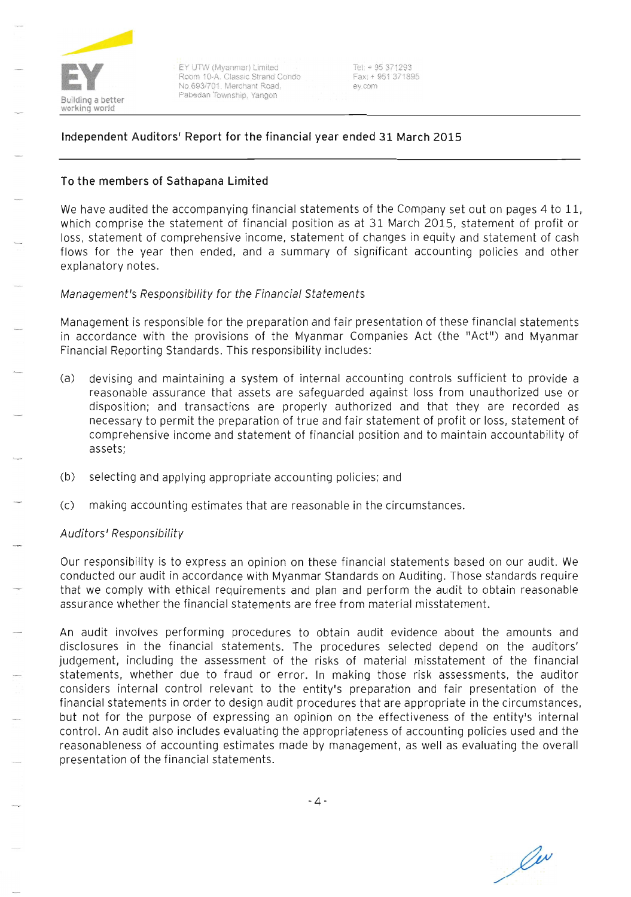EY UTW (Myanmar) Limited
Room 10-A, Classic Strand Condo
No 693/701, Merchant Road,
Pabedan Township, Yangon

Tel: + 95 371293
Fax: + 951 371895
ey.com

## Independent Auditors' Report for the financial year ended 31 March 2015

### To the members of Sathapana Limited

We have audited the accompanying financial statements of the Company set out on pages 4 to 11, which comprise the statement of financial position as at 31 March 2015, statement of profit or loss, statement of comprehensive income, statement of changes in equity and statement of cash flows for the year then ended, and a summary of significant accounting policies and other explanatory notes.

*Management's Responsibility for the Financial Statements*

Management is responsible for the preparation and fair presentation of these financial statements in accordance with the provisions of the Myanmar Companies Act (the "Act") and Myanmar Financial Reporting Standards. This responsibility includes:

(a) devising and maintaining a system of internal accounting controls sufficient to provide a reasonable assurance that assets are safeguarded against loss from unauthorized use or disposition; and transactions are properly authorized and that they are recorded as necessary to permit the preparation of true and fair statement of profit or loss, statement of comprehensive income and statement of financial position and to maintain accountability of assets;

(b) selecting and applying appropriate accounting policies; and

(c) making accounting estimates that are reasonable in the circumstances.

*Auditors' Responsibility*

Our responsibility is to express an opinion on these financial statements based on our audit. We conducted our audit in accordance with Myanmar Standards on Auditing. Those standards require that we comply with ethical requirements and plan and perform the audit to obtain reasonable assurance whether the financial statements are free from material misstatement.

An audit involves performing procedures to obtain audit evidence about the amounts and disclosures in the financial statements. The procedures selected depend on the auditors' judgement, including the assessment of the risks of material misstatement of the financial statements, whether due to fraud or error. In making those risk assessments, the auditor considers internal control relevant to the entity's preparation and fair presentation of the financial statements in order to design audit procedures that are appropriate in the circumstances, but not for the purpose of expressing an opinion on the effectiveness of the entity's internal control. An audit also includes evaluating the appropriateness of accounting policies used and the reasonableness of accounting estimates made by management, as well as evaluating the overall presentation of the financial statements.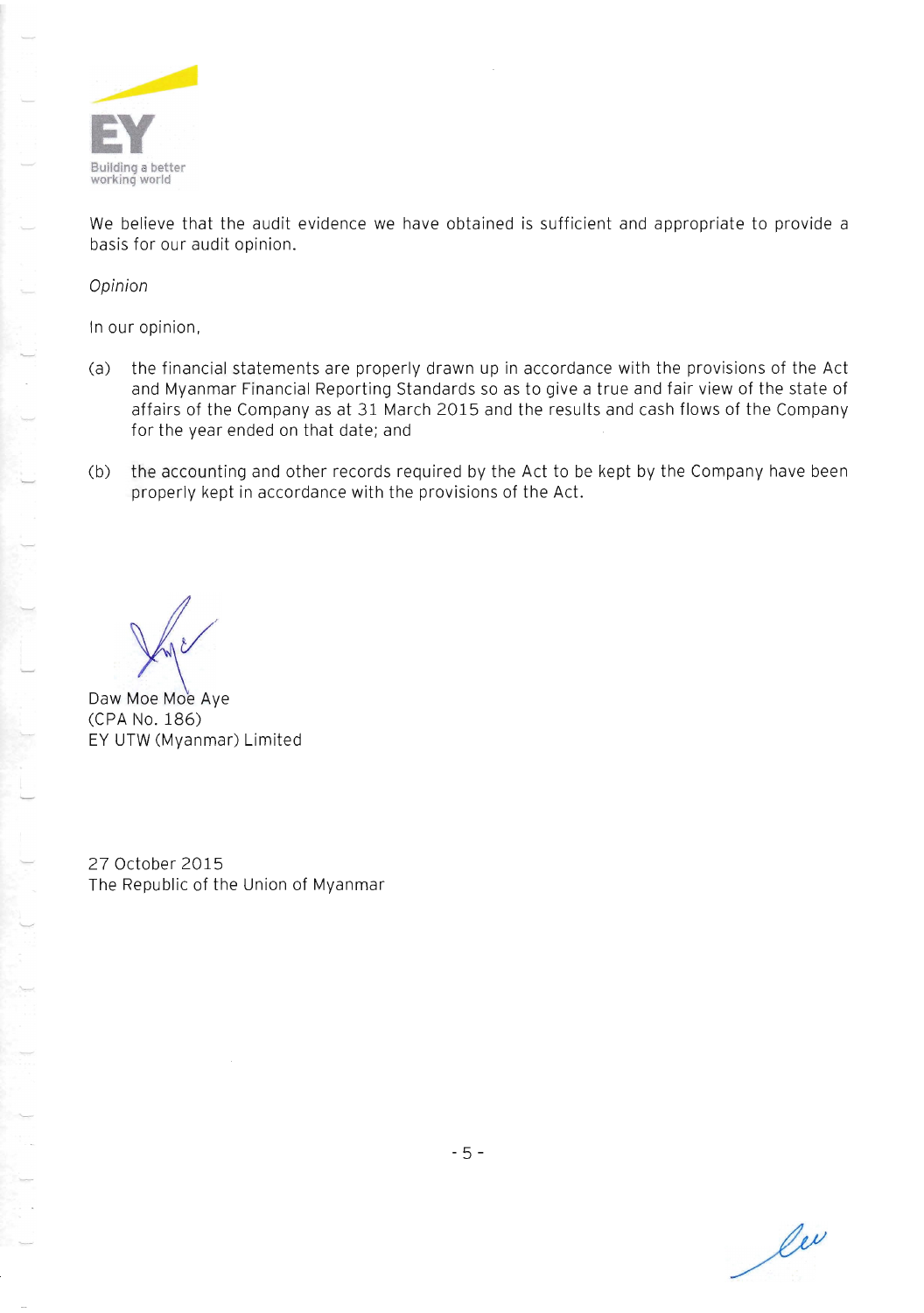We believe that the audit evidence we have obtained is sufficient and appropriate to provide a basis for our audit opinion.

*Opinion*

In our opinion,

(a) the financial statements are properly drawn up in accordance with the provisions of the Act and Myanmar Financial Reporting Standards so as to give a true and fair view of the state of affairs of the Company as at 31 March 2015 and the results and cash flows of the Company for the year ended on that date; and

(b) the accounting and other records required by the Act to be kept by the Company have been properly kept in accordance with the provisions of the Act.

Daw Moe Moe Aye
(CPA No. 186)
EY UTW (Myanmar) Limited

27 October 2015
The Republic of the Union of Myanmar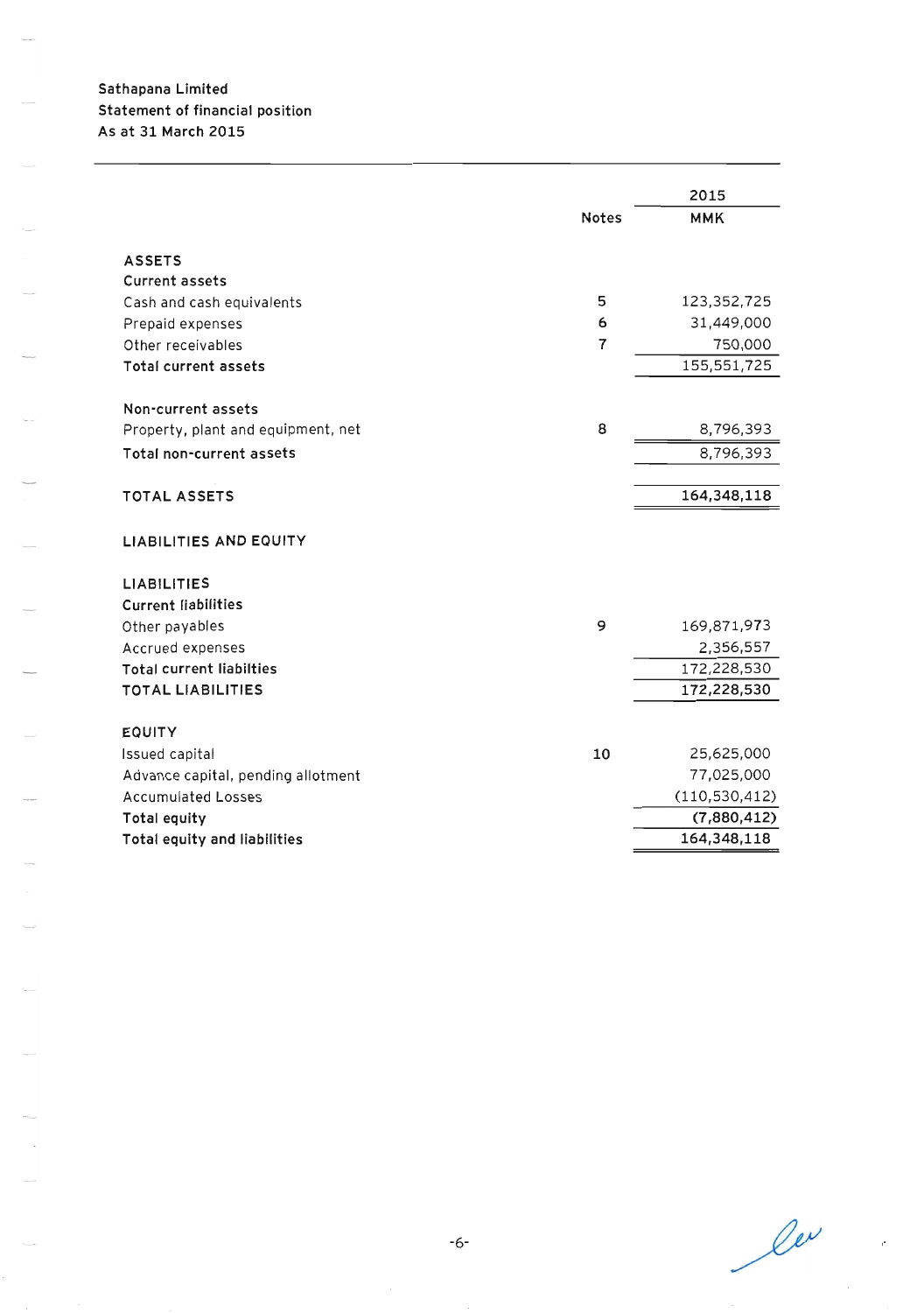Sathapana Limited
Statement of financial position
As at 31 March 2015

| | Notes | 2015 MMK |
|---|---|---|
| **ASSETS** | | |
| **Current assets** | | |
| Cash and cash equivalents | 5 | 123,352,725 |
| Prepaid expenses | 6 | 31,449,000 |
| Other receivables | 7 | 750,000 |
| **Total current assets** | | 155,551,725 |
| | | |
| **Non-current assets** | | |
| Property, plant and equipment, net | 8 | 8,796,393 |
| **Total non-current assets** | | 8,796,393 |
| | | |
| **TOTAL ASSETS** | | **164,348,118** |
| | | |
| **LIABILITIES AND EQUITY** | | |
| | | |
| **LIABILITIES** | | |
| **Current liabilities** | | |
| Other payables | 9 | 169,871,973 |
| Accrued expenses | | 2,356,557 |
| **Total current liabilties** | | 172,228,530 |
| **TOTAL LIABILITIES** | | 172,228,530 |
| | | |
| **EQUITY** | | |
| Issued capital | 10 | 25,625,000 |
| Advance capital, pending allotment | | 77,025,000 |
| Accumulated Losses | | (110,530,412) |
| **Total equity** | | **(7,880,412)** |
| **Total equity and liabilities** | | 164,348,118 |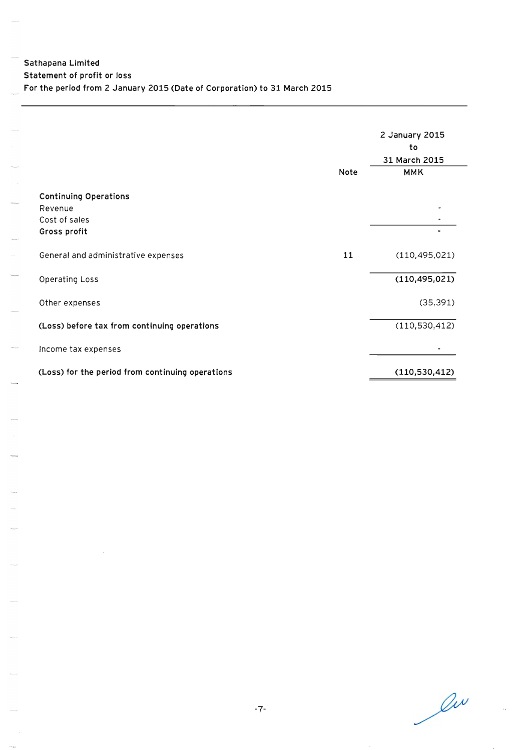**Sathapana Limited**
**Statement of profit or loss**
**For the period from 2 January 2015 (Date of Corporation) to 31 March 2015**

| | Note | 2 January 2015 to 31 March 2015 MMK |
|---|---|---|
| **Continuing Operations** | | |
| Revenue | | - |
| Cost of sales | | - |
| **Gross profit** | | - |
| General and administrative expenses | 11 | (110,495,021) |
| Operating Loss | | **(110,495,021)** |
| Other expenses | | (35,391) |
| **(Loss) before tax from continuing operations** | | (110,530,412) |
| Income tax expenses | | - |
| **(Loss) for the period from continuing operations** | | **(110,530,412)** |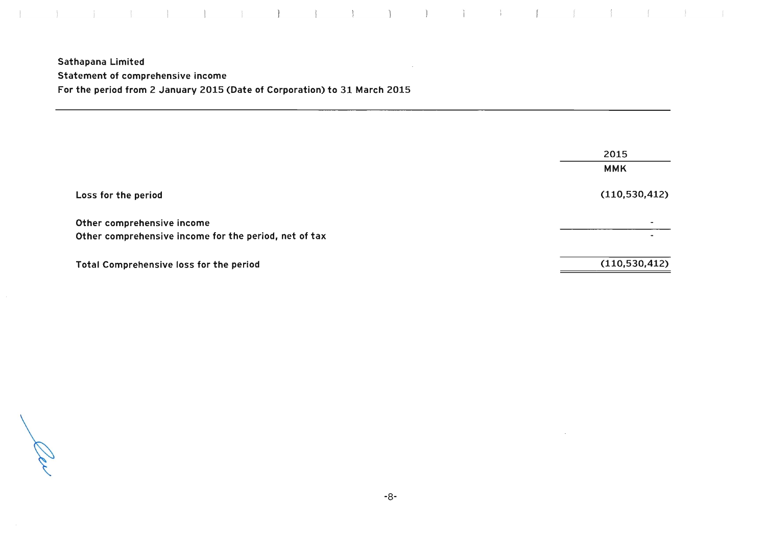**Sathapana Limited**
**Statement of comprehensive income**
**For the period from 2 January 2015 (Date of Corporation) to 31 March 2015**

| | 2015 |
|---|---|
| | **MMK** |
| **Loss for the period** | (110,530,412) |
| **Other comprehensive income** | - |
| **Other comprehensive income for the period, net of tax** | - |
| **Total Comprehensive loss for the period** | (110,530,412) |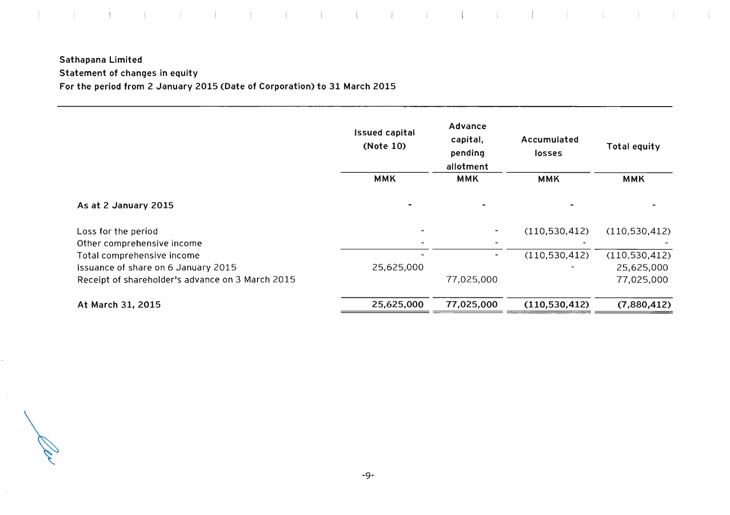**Sathapana Limited**
**Statement of changes in equity**
**For the period from 2 January 2015 (Date of Corporation) to 31 March 2015**

| | Issued capital (Note 10) | Advance capital, pending allotment | Accumulated losses | Total equity |
|---|---|---|---|---|
| | MMK | MMK | MMK | MMK |
| **As at 2 January 2015** | - | - | - | - |
| Loss for the period | - | - | (110,530,412) | (110,530,412) |
| Other comprehensive income | - | - | - | - |
| Total comprehensive income | - | - | (110,530,412) | (110,530,412) |
| Issuance of share on 6 January 2015 | 25,625,000 | | - | 25,625,000 |
| Receipt of shareholder's advance on 3 March 2015 | | 77,025,000 | | 77,025,000 |
| **At March 31, 2015** | **25,625,000** | **77,025,000** | **(110,530,412)** | **(7,880,412)** |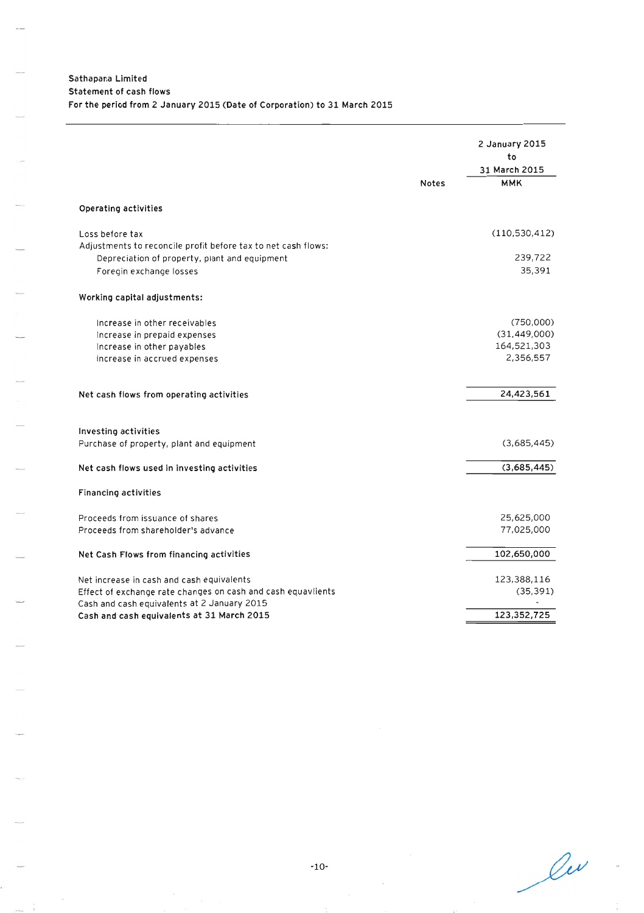**Sathapana Limited**
**Statement of cash flows**
**For the period from 2 January 2015 (Date of Corporation) to 31 March 2015**

| | Notes | 2 January 2015 to 31 March 2015 MMK |
|---|---|---|
| **Operating activities** | | |
| Loss before tax | | (110,530,412) |
| Adjustments to reconcile profit before tax to net cash flows: | | |
| Depreciation of property, plant and equipment | | 239,722 |
| Foregin exchange losses | | 35,391 |
| **Working capital adjustments:** | | |
| Increase in other receivables | | (750,000) |
| Increase in prepaid expenses | | (31,449,000) |
| Increase in other payables | | 164,521,303 |
| Increase in accrued expenses | | 2,356,557 |
| **Net cash flows from operating activities** | | **24,423,561** |
| **Investing activities** | | |
| Purchase of property, plant and equipment | | (3,685,445) |
| **Net cash flows used in investing activities** | | **(3,685,445)** |
| **Financing activities** | | |
| Proceeds from issuance of shares | | 25,625,000 |
| Proceeds from shareholder's advance | | 77,025,000 |
| **Net Cash Flows from financing activities** | | **102,650,000** |
| Net increase in cash and cash equivalents | | 123,388,116 |
| Effect of exchange rate changes on cash and cash equavlients | | (35,391) |
| Cash and cash equivalents at 2 January 2015 | | - |
| **Cash and cash equivalents at 31 March 2015** | | **123,352,725** |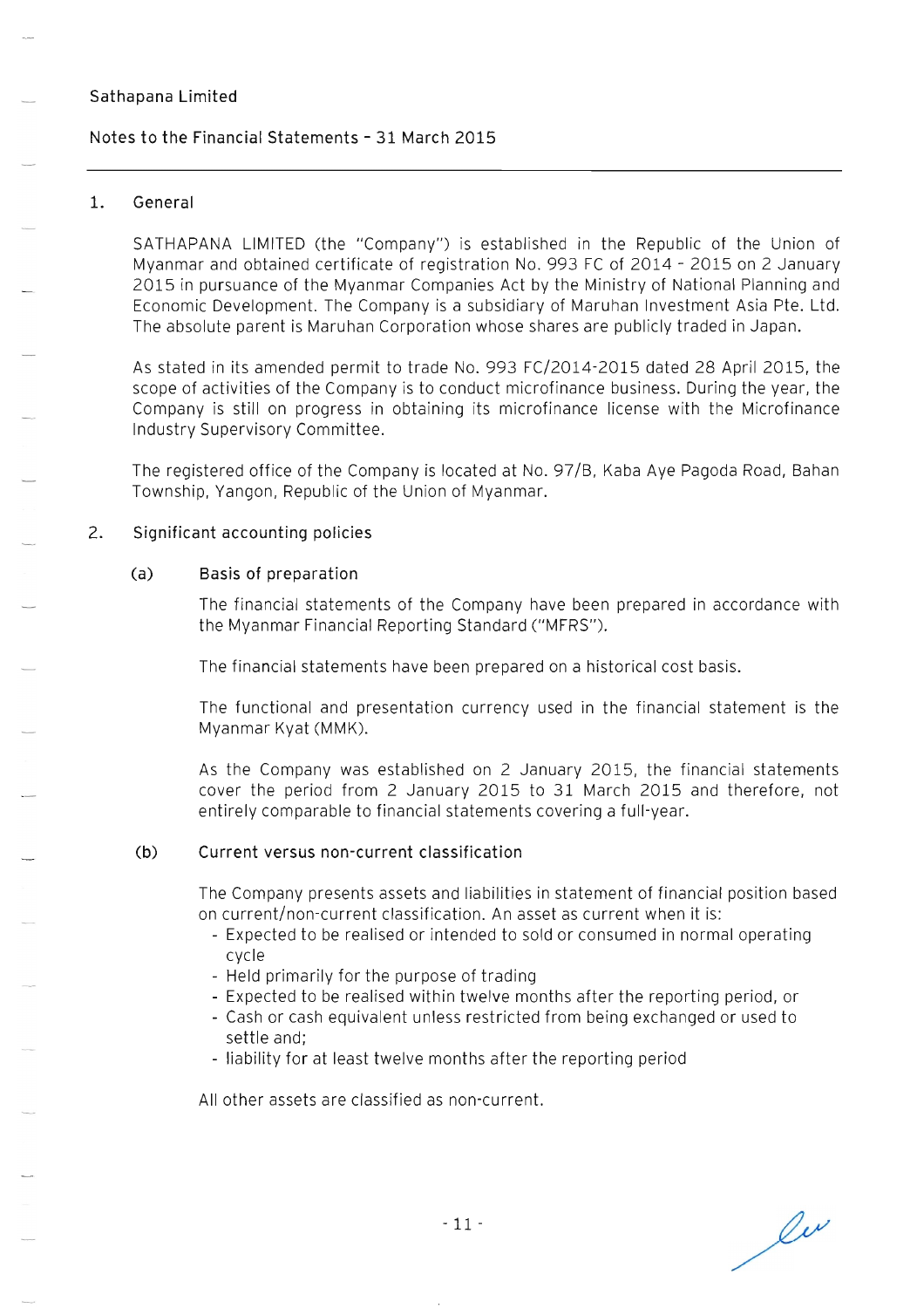Sathapana Limited

Notes to the Financial Statements – 31 March 2015

## 1. General

SATHAPANA LIMITED (the "Company") is established in the Republic of the Union of Myanmar and obtained certificate of registration No. 993 FC of 2014 - 2015 on 2 January 2015 in pursuance of the Myanmar Companies Act by the Ministry of National Planning and Economic Development. The Company is a subsidiary of Maruhan Investment Asia Pte. Ltd. The absolute parent is Maruhan Corporation whose shares are publicly traded in Japan.

As stated in its amended permit to trade No. 993 FC/2014-2015 dated 28 April 2015, the scope of activities of the Company is to conduct microfinance business. During the year, the Company is still on progress in obtaining its microfinance license with the Microfinance Industry Supervisory Committee.

The registered office of the Company is located at No. 97/B, Kaba Aye Pagoda Road, Bahan Township, Yangon, Republic of the Union of Myanmar.

## 2. Significant accounting policies

### (a) Basis of preparation

The financial statements of the Company have been prepared in accordance with the Myanmar Financial Reporting Standard ("MFRS").

The financial statements have been prepared on a historical cost basis.

The functional and presentation currency used in the financial statement is the Myanmar Kyat (MMK).

As the Company was established on 2 January 2015, the financial statements cover the period from 2 January 2015 to 31 March 2015 and therefore, not entirely comparable to financial statements covering a full-year.

### (b) Current versus non-current classification

The Company presents assets and liabilities in statement of financial position based on current/non-current classification. An asset as current when it is:

- Expected to be realised or intended to sold or consumed in normal operating cycle
- Held primarily for the purpose of trading
- Expected to be realised within twelve months after the reporting period, or
- Cash or cash equivalent unless restricted from being exchanged or used to settle and;
- liability for at least twelve months after the reporting period

All other assets are classified as non-current.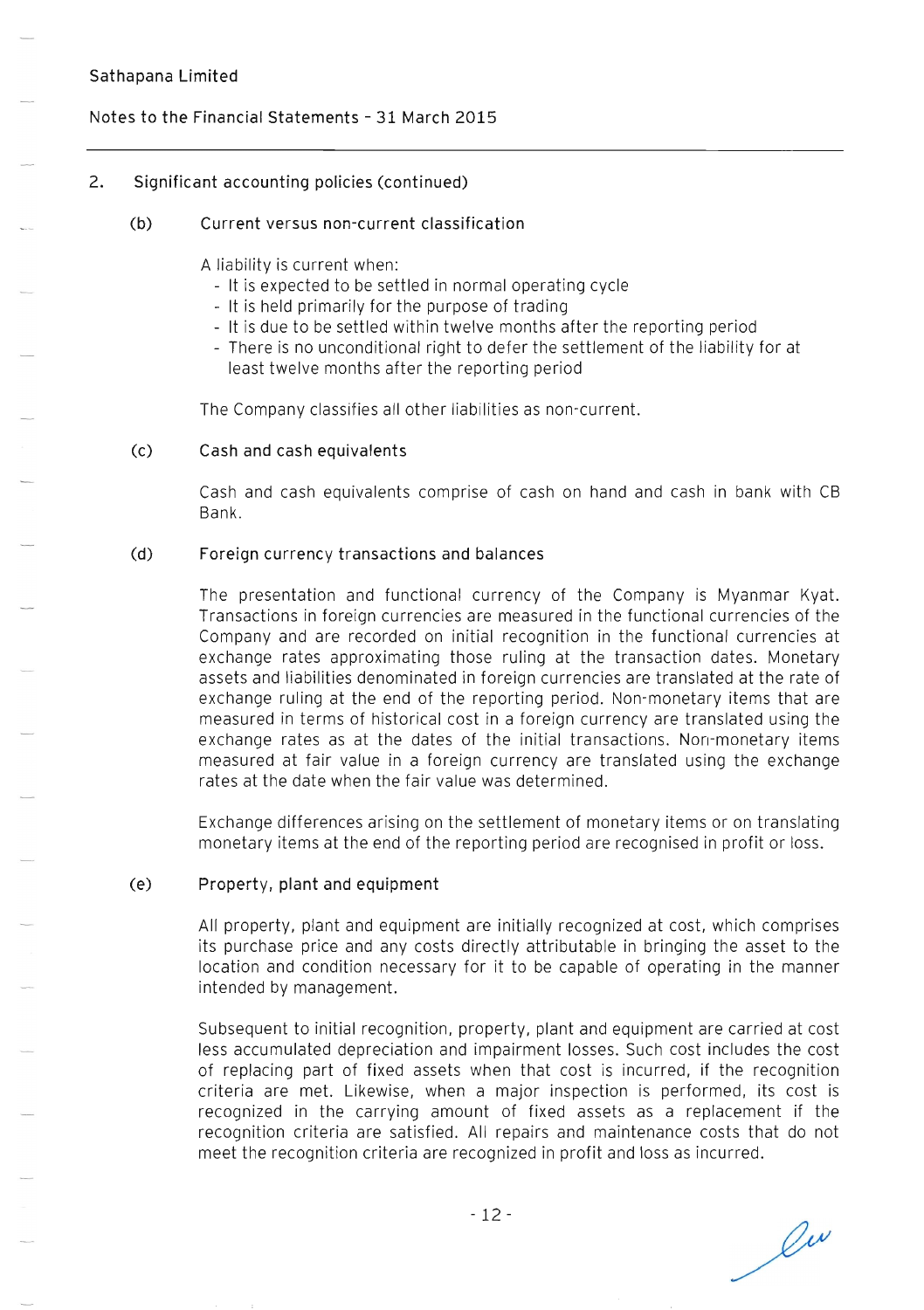## 2. Significant accounting policies (continued)

### (b) Current versus non-current classification

A liability is current when:

- It is expected to be settled in normal operating cycle
- It is held primarily for the purpose of trading
- It is due to be settled within twelve months after the reporting period
- There is no unconditional right to defer the settlement of the liability for at least twelve months after the reporting period

The Company classifies all other liabilities as non-current.

### (c) Cash and cash equivalents

Cash and cash equivalents comprise of cash on hand and cash in bank with CB Bank.

### (d) Foreign currency transactions and balances

The presentation and functional currency of the Company is Myanmar Kyat. Transactions in foreign currencies are measured in the functional currencies of the Company and are recorded on initial recognition in the functional currencies at exchange rates approximating those ruling at the transaction dates. Monetary assets and liabilities denominated in foreign currencies are translated at the rate of exchange ruling at the end of the reporting period. Non-monetary items that are measured in terms of historical cost in a foreign currency are translated using the exchange rates as at the dates of the initial transactions. Non-monetary items measured at fair value in a foreign currency are translated using the exchange rates at the date when the fair value was determined.

Exchange differences arising on the settlement of monetary items or on translating monetary items at the end of the reporting period are recognised in profit or loss.

### (e) Property, plant and equipment

All property, plant and equipment are initially recognized at cost, which comprises its purchase price and any costs directly attributable in bringing the asset to the location and condition necessary for it to be capable of operating in the manner intended by management.

Subsequent to initial recognition, property, plant and equipment are carried at cost less accumulated depreciation and impairment losses. Such cost includes the cost of replacing part of fixed assets when that cost is incurred, if the recognition criteria are met. Likewise, when a major inspection is performed, its cost is recognized in the carrying amount of fixed assets as a replacement if the recognition criteria are satisfied. All repairs and maintenance costs that do not meet the recognition criteria are recognized in profit and loss as incurred.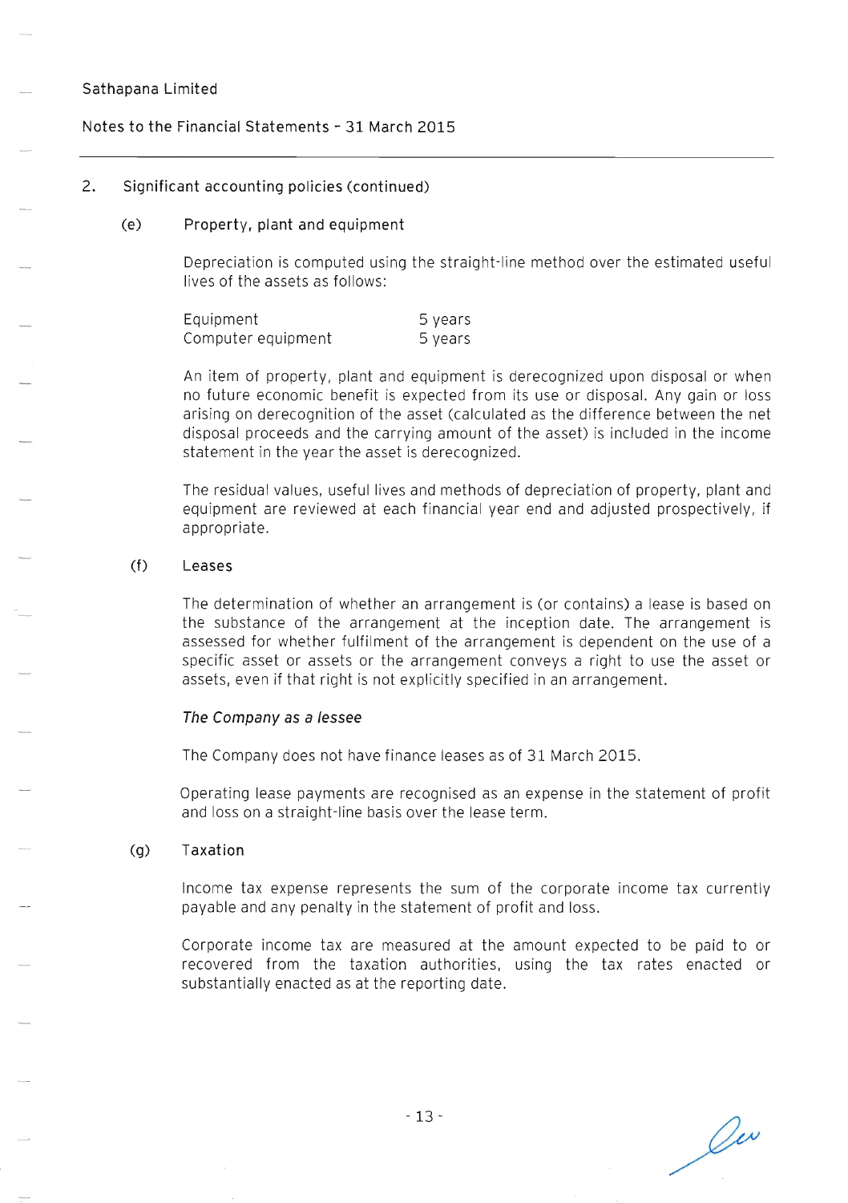## 2. Significant accounting policies (continued)

### (e) Property, plant and equipment

Depreciation is computed using the straight-line method over the estimated useful lives of the assets as follows:

| | |
|---|---|
| Equipment | 5 years |
| Computer equipment | 5 years |

An item of property, plant and equipment is derecognized upon disposal or when no future economic benefit is expected from its use or disposal. Any gain or loss arising on derecognition of the asset (calculated as the difference between the net disposal proceeds and the carrying amount of the asset) is included in the income statement in the year the asset is derecognized.

The residual values, useful lives and methods of depreciation of property, plant and equipment are reviewed at each financial year end and adjusted prospectively, if appropriate.

### (f) Leases

The determination of whether an arrangement is (or contains) a lease is based on the substance of the arrangement at the inception date. The arrangement is assessed for whether fulfilment of the arrangement is dependent on the use of a specific asset or assets or the arrangement conveys a right to use the asset or assets, even if that right is not explicitly specified in an arrangement.

*The Company as a lessee*

The Company does not have finance leases as of 31 March 2015.

Operating lease payments are recognised as an expense in the statement of profit and loss on a straight-line basis over the lease term.

### (g) Taxation

Income tax expense represents the sum of the corporate income tax currently payable and any penalty in the statement of profit and loss.

Corporate income tax are measured at the amount expected to be paid to or recovered from the taxation authorities, using the tax rates enacted or substantially enacted as at the reporting date.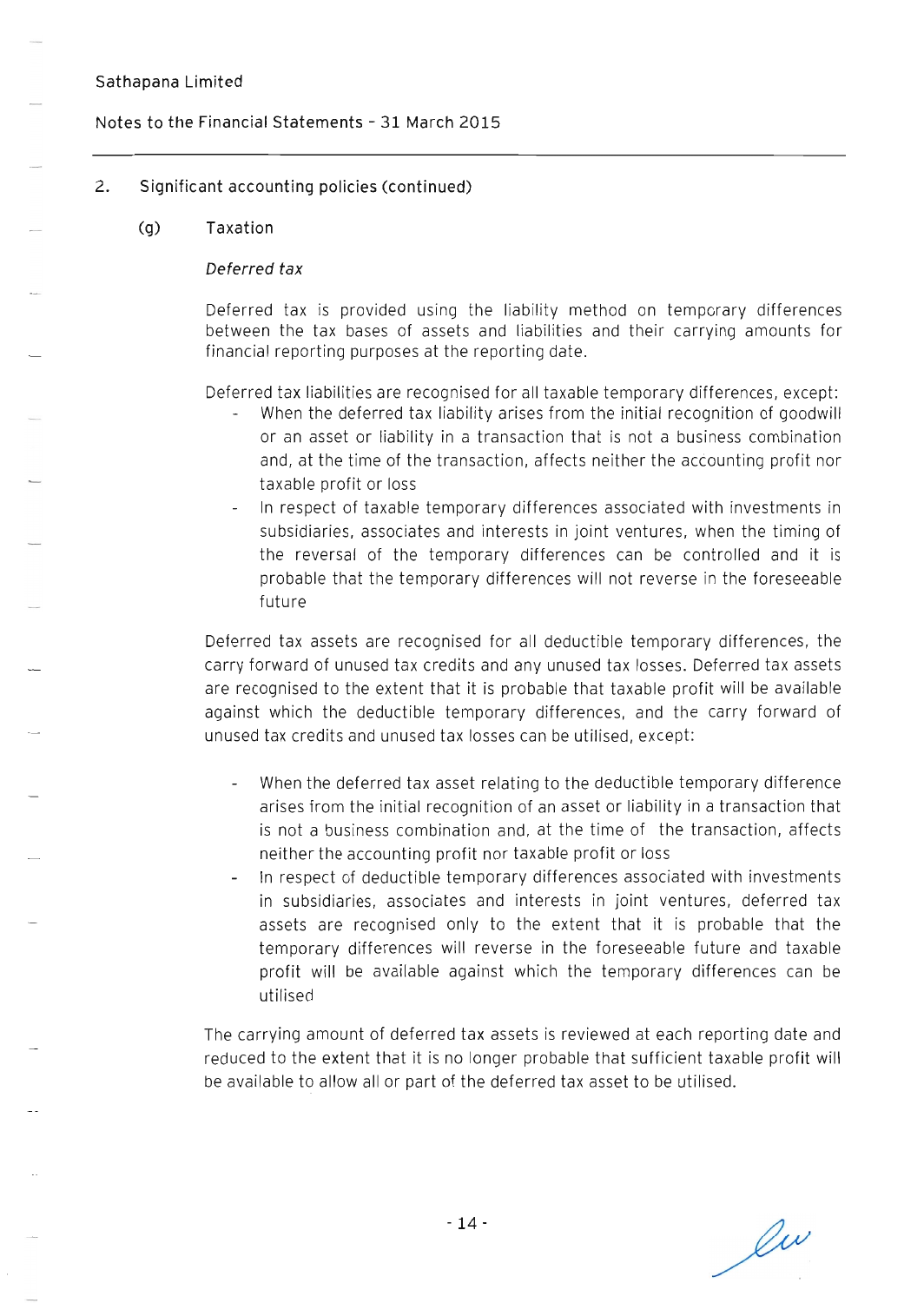## 2. Significant accounting policies (continued)

### (g) Taxation

*Deferred tax*

Deferred tax is provided using the liability method on temporary differences between the tax bases of assets and liabilities and their carrying amounts for financial reporting purposes at the reporting date.

Deferred tax liabilities are recognised for all taxable temporary differences, except:

- When the deferred tax liability arises from the initial recognition of goodwill or an asset or liability in a transaction that is not a business combination and, at the time of the transaction, affects neither the accounting profit nor taxable profit or loss
- In respect of taxable temporary differences associated with investments in subsidiaries, associates and interests in joint ventures, when the timing of the reversal of the temporary differences can be controlled and it is probable that the temporary differences will not reverse in the foreseeable future

Deferred tax assets are recognised for all deductible temporary differences, the carry forward of unused tax credits and any unused tax losses. Deferred tax assets are recognised to the extent that it is probable that taxable profit will be available against which the deductible temporary differences, and the carry forward of unused tax credits and unused tax losses can be utilised, except:

- When the deferred tax asset relating to the deductible temporary difference arises from the initial recognition of an asset or liability in a transaction that is not a business combination and, at the time of the transaction, affects neither the accounting profit nor taxable profit or loss
- In respect of deductible temporary differences associated with investments in subsidiaries, associates and interests in joint ventures, deferred tax assets are recognised only to the extent that it is probable that the temporary differences will reverse in the foreseeable future and taxable profit will be available against which the temporary differences can be utilised

The carrying amount of deferred tax assets is reviewed at each reporting date and reduced to the extent that it is no longer probable that sufficient taxable profit will be available to allow all or part of the deferred tax asset to be utilised.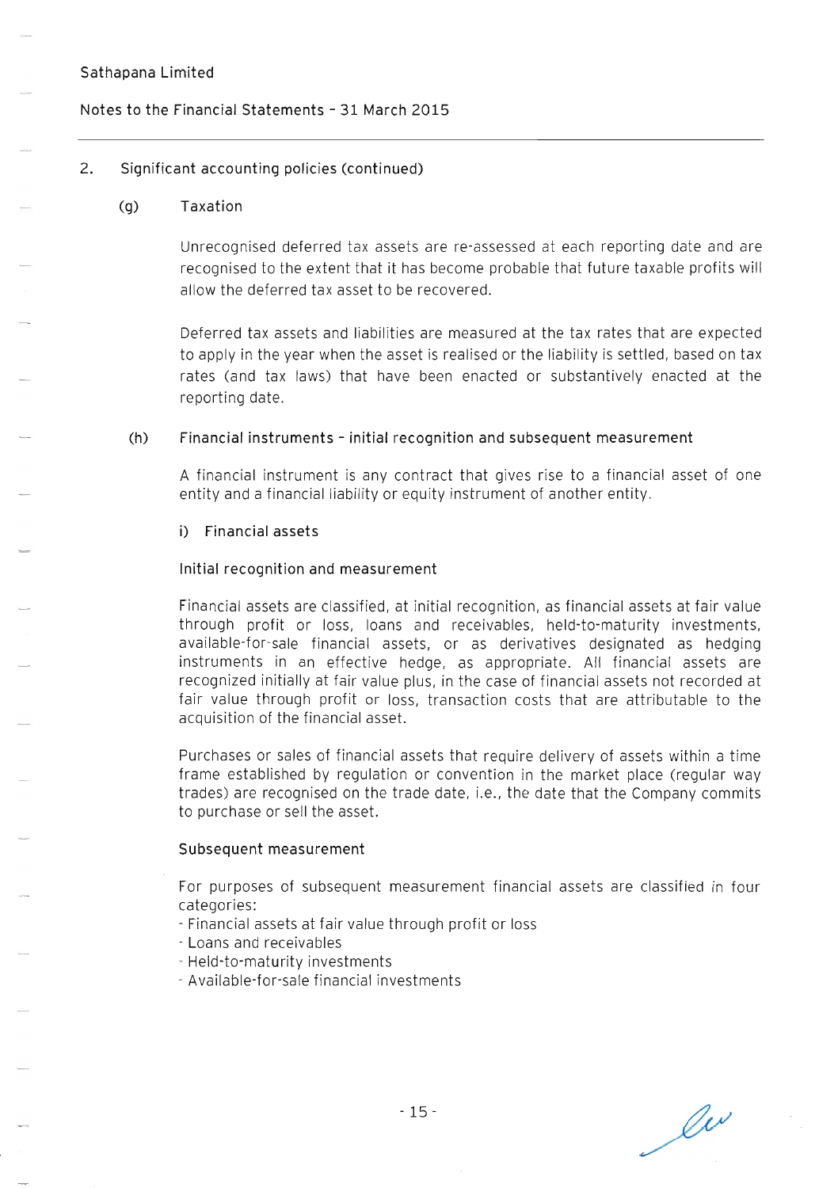## 2. Significant accounting policies (continued)

### (g) Taxation

Unrecognised deferred tax assets are re-assessed at each reporting date and are recognised to the extent that it has become probable that future taxable profits will allow the deferred tax asset to be recovered.

Deferred tax assets and liabilities are measured at the tax rates that are expected to apply in the year when the asset is realised or the liability is settled, based on tax rates (and tax laws) that have been enacted or substantively enacted at the reporting date.

### (h) Financial instruments - initial recognition and subsequent measurement

A financial instrument is any contract that gives rise to a financial asset of one entity and a financial liability or equity instrument of another entity.

#### i) Financial assets

**Initial recognition and measurement**

Financial assets are classified, at initial recognition, as financial assets at fair value through profit or loss, loans and receivables, held-to-maturity investments, available-for-sale financial assets, or as derivatives designated as hedging instruments in an effective hedge, as appropriate. All financial assets are recognized initially at fair value plus, in the case of financial assets not recorded at fair value through profit or loss, transaction costs that are attributable to the acquisition of the financial asset.

Purchases or sales of financial assets that require delivery of assets within a time frame established by regulation or convention in the market place (regular way trades) are recognised on the trade date, i.e., the date that the Company commits to purchase or sell the asset.

**Subsequent measurement**

For purposes of subsequent measurement financial assets are classified in four categories:
- Financial assets at fair value through profit or loss
- Loans and receivables
- Held-to-maturity investments
- Available-for-sale financial investments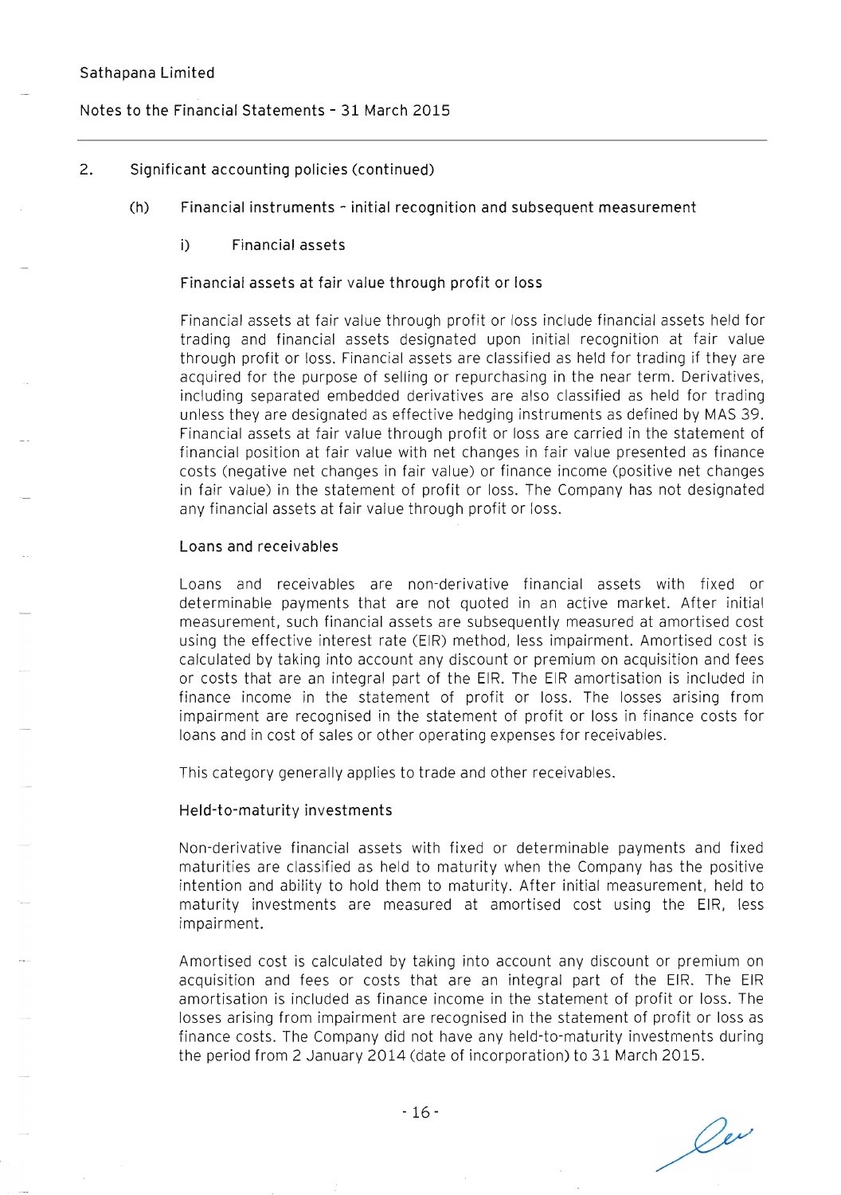## 2. Significant accounting policies (continued)

### (h) Financial instruments – initial recognition and subsequent measurement

#### i) Financial assets

**Financial assets at fair value through profit or loss**

Financial assets at fair value through profit or loss include financial assets held for trading and financial assets designated upon initial recognition at fair value through profit or loss. Financial assets are classified as held for trading if they are acquired for the purpose of selling or repurchasing in the near term. Derivatives, including separated embedded derivatives are also classified as held for trading unless they are designated as effective hedging instruments as defined by MAS 39. Financial assets at fair value through profit or loss are carried in the statement of financial position at fair value with net changes in fair value presented as finance costs (negative net changes in fair value) or finance income (positive net changes in fair value) in the statement of profit or loss. The Company has not designated any financial assets at fair value through profit or loss.

**Loans and receivables**

Loans and receivables are non-derivative financial assets with fixed or determinable payments that are not quoted in an active market. After initial measurement, such financial assets are subsequently measured at amortised cost using the effective interest rate (EIR) method, less impairment. Amortised cost is calculated by taking into account any discount or premium on acquisition and fees or costs that are an integral part of the EIR. The EIR amortisation is included in finance income in the statement of profit or loss. The losses arising from impairment are recognised in the statement of profit or loss in finance costs for loans and in cost of sales or other operating expenses for receivables.

This category generally applies to trade and other receivables.

**Held-to-maturity investments**

Non-derivative financial assets with fixed or determinable payments and fixed maturities are classified as held to maturity when the Company has the positive intention and ability to hold them to maturity. After initial measurement, held to maturity investments are measured at amortised cost using the EIR, less impairment.

Amortised cost is calculated by taking into account any discount or premium on acquisition and fees or costs that are an integral part of the EIR. The EIR amortisation is included as finance income in the statement of profit or loss. The losses arising from impairment are recognised in the statement of profit or loss as finance costs. The Company did not have any held-to-maturity investments during the period from 2 January 2014 (date of incorporation) to 31 March 2015.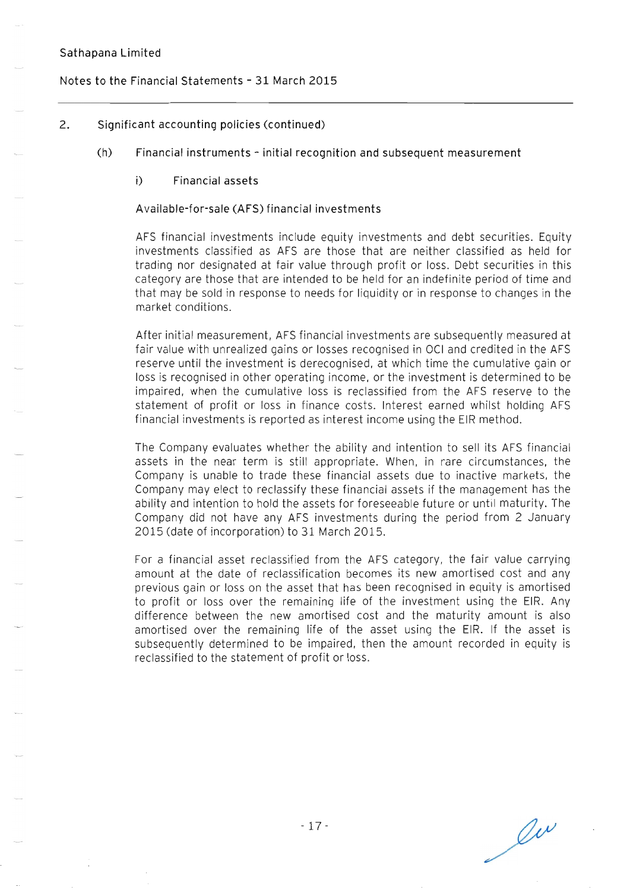## 2. Significant accounting policies (continued)

### (h) Financial instruments – initial recognition and subsequent measurement

#### i) Financial assets

Available-for-sale (AFS) financial investments

AFS financial investments include equity investments and debt securities. Equity investments classified as AFS are those that are neither classified as held for trading nor designated at fair value through profit or loss. Debt securities in this category are those that are intended to be held for an indefinite period of time and that may be sold in response to needs for liquidity or in response to changes in the market conditions.

After initial measurement, AFS financial investments are subsequently measured at fair value with unrealized gains or losses recognised in OCI and credited in the AFS reserve until the investment is derecognised, at which time the cumulative gain or loss is recognised in other operating income, or the investment is determined to be impaired, when the cumulative loss is reclassified from the AFS reserve to the statement of profit or loss in finance costs. Interest earned whilst holding AFS financial investments is reported as interest income using the EIR method.

The Company evaluates whether the ability and intention to sell its AFS financial assets in the near term is still appropriate. When, in rare circumstances, the Company is unable to trade these financial assets due to inactive markets, the Company may elect to reclassify these financial assets if the management has the ability and intention to hold the assets for foreseeable future or until maturity. The Company did not have any AFS investments during the period from 2 January 2015 (date of incorporation) to 31 March 2015.

For a financial asset reclassified from the AFS category, the fair value carrying amount at the date of reclassification becomes its new amortised cost and any previous gain or loss on the asset that has been recognised in equity is amortised to profit or loss over the remaining life of the investment using the EIR. Any difference between the new amortised cost and the maturity amount is also amortised over the remaining life of the asset using the EIR. If the asset is subsequently determined to be impaired, then the amount recorded in equity is reclassified to the statement of profit or loss.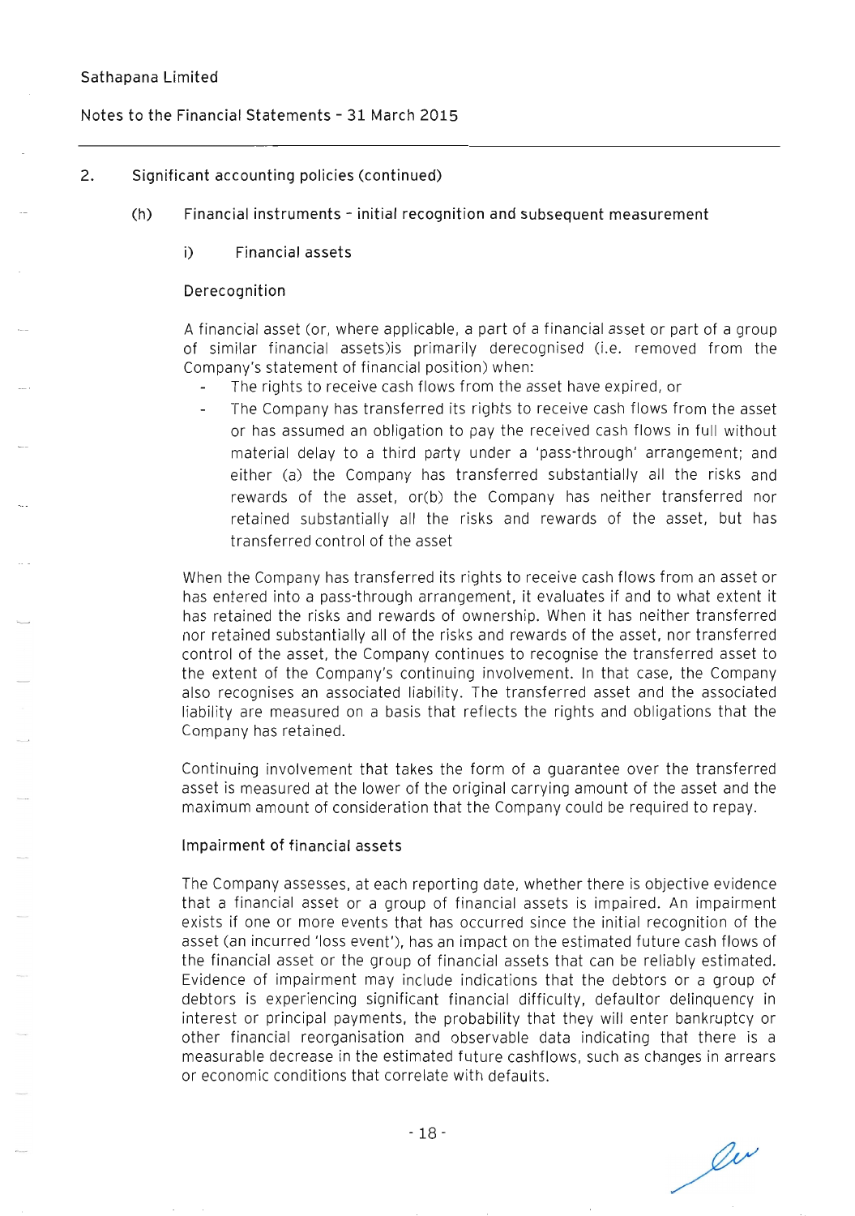2. Significant accounting policies (continued)

(h) Financial instruments - initial recognition and subsequent measurement

i) Financial assets

Derecognition

A financial asset (or, where applicable, a part of a financial asset or part of a group of similar financial assets)is primarily derecognised (i.e. removed from the Company's statement of financial position) when:

- The rights to receive cash flows from the asset have expired, or
- The Company has transferred its rights to receive cash flows from the asset or has assumed an obligation to pay the received cash flows in full without material delay to a third party under a 'pass-through' arrangement; and either (a) the Company has transferred substantially all the risks and rewards of the asset, or(b) the Company has neither transferred nor retained substantially all the risks and rewards of the asset, but has transferred control of the asset

When the Company has transferred its rights to receive cash flows from an asset or has entered into a pass-through arrangement, it evaluates if and to what extent it has retained the risks and rewards of ownership. When it has neither transferred nor retained substantially all of the risks and rewards of the asset, nor transferred control of the asset, the Company continues to recognise the transferred asset to the extent of the Company's continuing involvement. In that case, the Company also recognises an associated liability. The transferred asset and the associated liability are measured on a basis that reflects the rights and obligations that the Company has retained.

Continuing involvement that takes the form of a guarantee over the transferred asset is measured at the lower of the original carrying amount of the asset and the maximum amount of consideration that the Company could be required to repay.

Impairment of financial assets

The Company assesses, at each reporting date, whether there is objective evidence that a financial asset or a group of financial assets is impaired. An impairment exists if one or more events that has occurred since the initial recognition of the asset (an incurred 'loss event'), has an impact on the estimated future cash flows of the financial asset or the group of financial assets that can be reliably estimated. Evidence of impairment may include indications that the debtors or a group of debtors is experiencing significant financial difficulty, defaultor delinquency in interest or principal payments, the probability that they will enter bankruptcy or other financial reorganisation and observable data indicating that there is a measurable decrease in the estimated future cashflows, such as changes in arrears or economic conditions that correlate with defaults.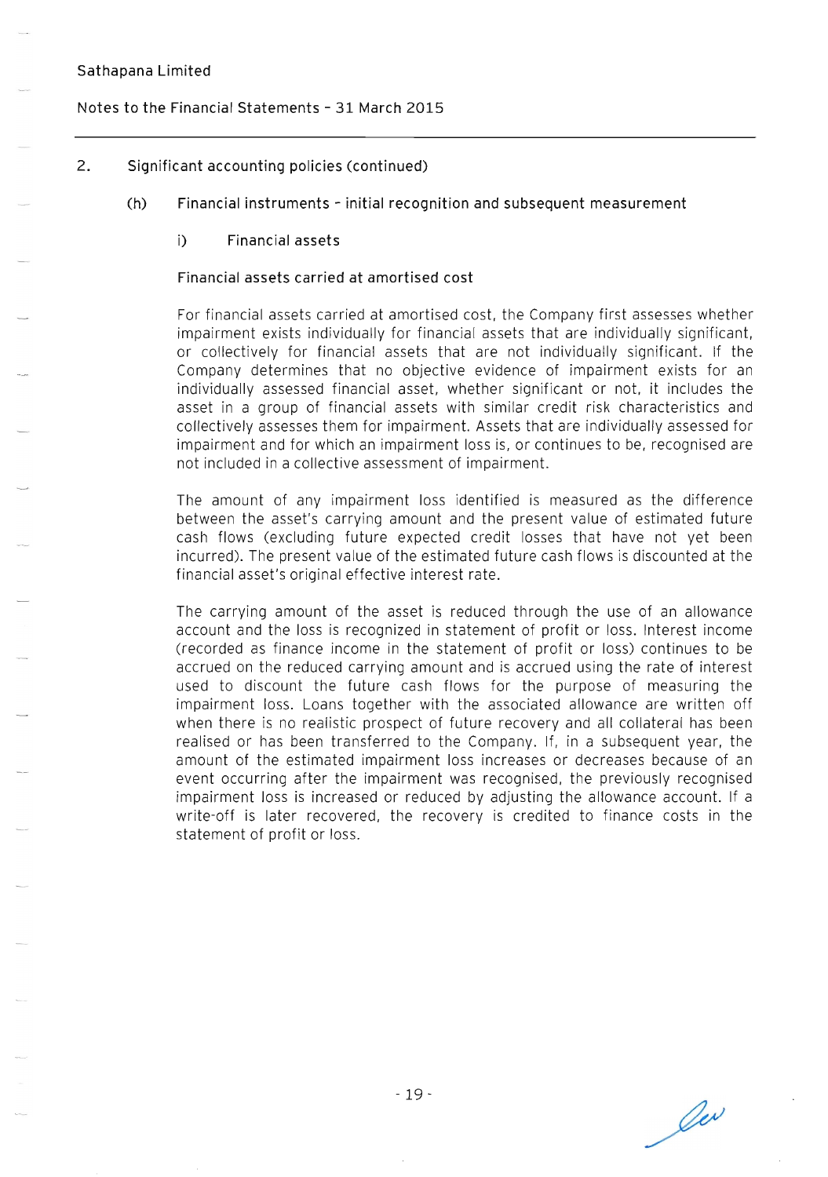## 2. Significant accounting policies (continued)

### (h) Financial instruments – initial recognition and subsequent measurement

#### i) Financial assets

**Financial assets carried at amortised cost**

For financial assets carried at amortised cost, the Company first assesses whether impairment exists individually for financial assets that are individually significant, or collectively for financial assets that are not individually significant. If the Company determines that no objective evidence of impairment exists for an individually assessed financial asset, whether significant or not, it includes the asset in a group of financial assets with similar credit risk characteristics and collectively assesses them for impairment. Assets that are individually assessed for impairment and for which an impairment loss is, or continues to be, recognised are not included in a collective assessment of impairment.

The amount of any impairment loss identified is measured as the difference between the asset's carrying amount and the present value of estimated future cash flows (excluding future expected credit losses that have not yet been incurred). The present value of the estimated future cash flows is discounted at the financial asset's original effective interest rate.

The carrying amount of the asset is reduced through the use of an allowance account and the loss is recognized in statement of profit or loss. Interest income (recorded as finance income in the statement of profit or loss) continues to be accrued on the reduced carrying amount and is accrued using the rate of interest used to discount the future cash flows for the purpose of measuring the impairment loss. Loans together with the associated allowance are written off when there is no realistic prospect of future recovery and all collateral has been realised or has been transferred to the Company. If, in a subsequent year, the amount of the estimated impairment loss increases or decreases because of an event occurring after the impairment was recognised, the previously recognised impairment loss is increased or reduced by adjusting the allowance account. If a write-off is later recovered, the recovery is credited to finance costs in the statement of profit or loss.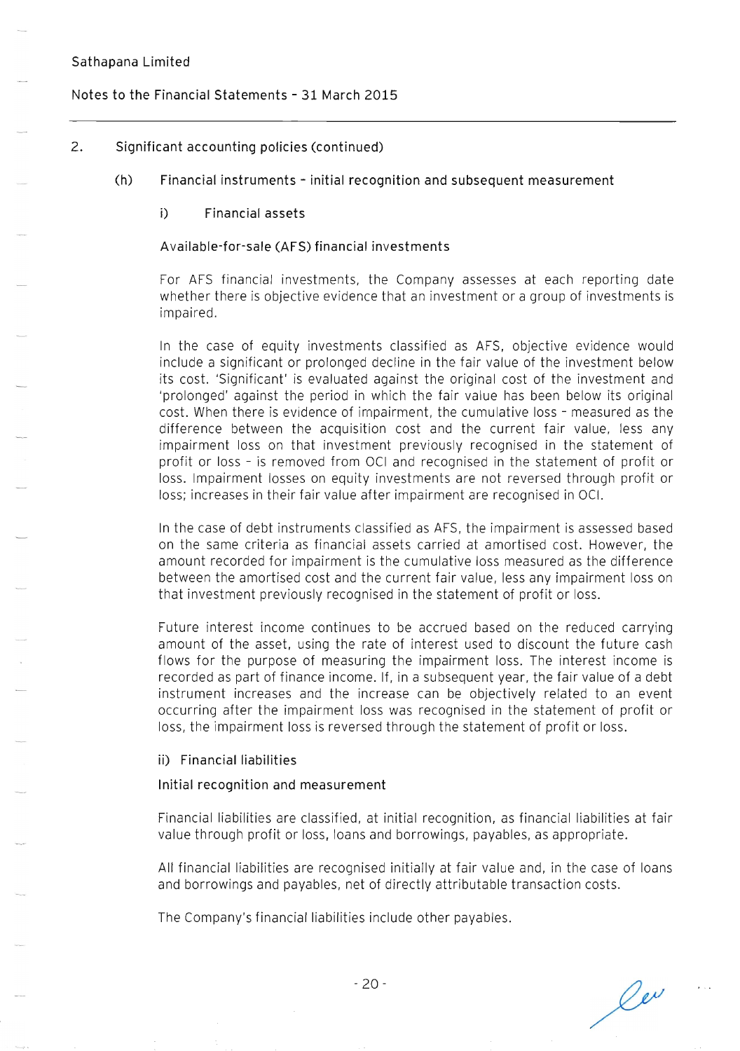## 2. Significant accounting policies (continued)

### (h) Financial instruments - initial recognition and subsequent measurement

#### i) Financial assets

**Available-for-sale (AFS) financial investments**

For AFS financial investments, the Company assesses at each reporting date whether there is objective evidence that an investment or a group of investments is impaired.

In the case of equity investments classified as AFS, objective evidence would include a significant or prolonged decline in the fair value of the investment below its cost. 'Significant' is evaluated against the original cost of the investment and 'prolonged' against the period in which the fair value has been below its original cost. When there is evidence of impairment, the cumulative loss - measured as the difference between the acquisition cost and the current fair value, less any impairment loss on that investment previously recognised in the statement of profit or loss - is removed from OCI and recognised in the statement of profit or loss. Impairment losses on equity investments are not reversed through profit or loss; increases in their fair value after impairment are recognised in OCI.

In the case of debt instruments classified as AFS, the impairment is assessed based on the same criteria as financial assets carried at amortised cost. However, the amount recorded for impairment is the cumulative loss measured as the difference between the amortised cost and the current fair value, less any impairment loss on that investment previously recognised in the statement of profit or loss.

Future interest income continues to be accrued based on the reduced carrying amount of the asset, using the rate of interest used to discount the future cash flows for the purpose of measuring the impairment loss. The interest income is recorded as part of finance income. If, in a subsequent year, the fair value of a debt instrument increases and the increase can be objectively related to an event occurring after the impairment loss was recognised in the statement of profit or loss, the impairment loss is reversed through the statement of profit or loss.

#### ii) Financial liabilities

**Initial recognition and measurement**

Financial liabilities are classified, at initial recognition, as financial liabilities at fair value through profit or loss, loans and borrowings, payables, as appropriate.

All financial liabilities are recognised initially at fair value and, in the case of loans and borrowings and payables, net of directly attributable transaction costs.

The Company's financial liabilities include other payables.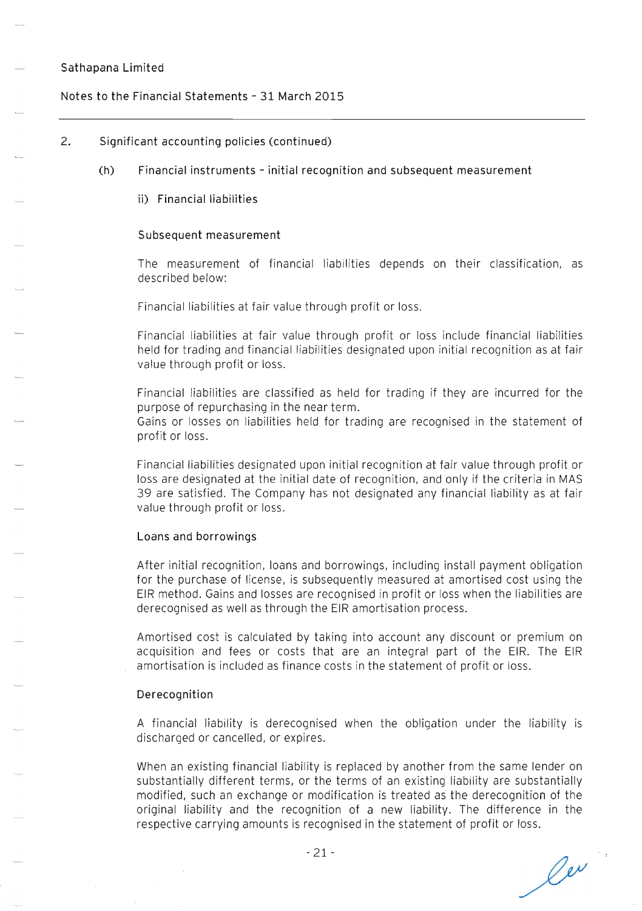## 2. Significant accounting policies (continued)

### (h) Financial instruments – initial recognition and subsequent measurement

#### ii) Financial liabilities

**Subsequent measurement**

The measurement of financial liabilities depends on their classification, as described below:

Financial liabilities at fair value through profit or loss.

Financial liabilities at fair value through profit or loss include financial liabilities held for trading and financial liabilities designated upon initial recognition as at fair value through profit or loss.

Financial liabilities are classified as held for trading if they are incurred for the purpose of repurchasing in the near term.
Gains or losses on liabilities held for trading are recognised in the statement of profit or loss.

Financial liabilities designated upon initial recognition at fair value through profit or loss are designated at the initial date of recognition, and only if the criteria in MAS 39 are satisfied. The Company has not designated any financial liability as at fair value through profit or loss.

**Loans and borrowings**

After initial recognition, loans and borrowings, including install payment obligation for the purchase of license, is subsequently measured at amortised cost using the EIR method. Gains and losses are recognised in profit or loss when the liabilities are derecognised as well as through the EIR amortisation process.

Amortised cost is calculated by taking into account any discount or premium on acquisition and fees or costs that are an integral part of the EIR. The EIR amortisation is included as finance costs in the statement of profit or loss.

**Derecognition**

A financial liability is derecognised when the obligation under the liability is discharged or cancelled, or expires.

When an existing financial liability is replaced by another from the same lender on substantially different terms, or the terms of an existing liability are substantially modified, such an exchange or modification is treated as the derecognition of the original liability and the recognition of a new liability. The difference in the respective carrying amounts is recognised in the statement of profit or loss.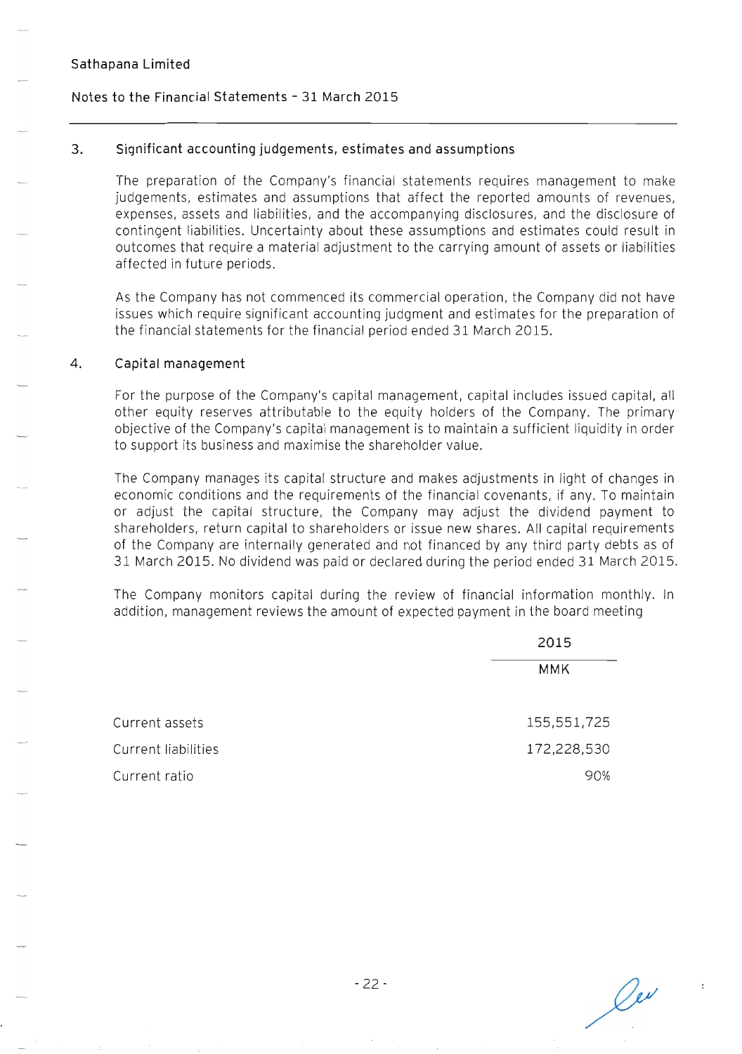## 3. Significant accounting judgements, estimates and assumptions

The preparation of the Company's financial statements requires management to make judgements, estimates and assumptions that affect the reported amounts of revenues, expenses, assets and liabilities, and the accompanying disclosures, and the disclosure of contingent liabilities. Uncertainty about these assumptions and estimates could result in outcomes that require a material adjustment to the carrying amount of assets or liabilities affected in future periods.

As the Company has not commenced its commercial operation, the Company did not have issues which require significant accounting judgment and estimates for the preparation of the financial statements for the financial period ended 31 March 2015.

## 4. Capital management

For the purpose of the Company's capital management, capital includes issued capital, all other equity reserves attributable to the equity holders of the Company. The primary objective of the Company's capital management is to maintain a sufficient liquidity in order to support its business and maximise the shareholder value.

The Company manages its capital structure and makes adjustments in light of changes in economic conditions and the requirements of the financial covenants, if any. To maintain or adjust the capital structure, the Company may adjust the dividend payment to shareholders, return capital to shareholders or issue new shares. All capital requirements of the Company are internally generated and not financed by any third party debts as of 31 March 2015. No dividend was paid or declared during the period ended 31 March 2015.

The Company monitors capital during the review of financial information monthly. In addition, management reviews the amount of expected payment in the board meeting

| | 2015 |
|---|---|
| | MMK |
| Current assets | 155,551,725 |
| Current liabilities | 172,228,530 |
| Current ratio | 90% |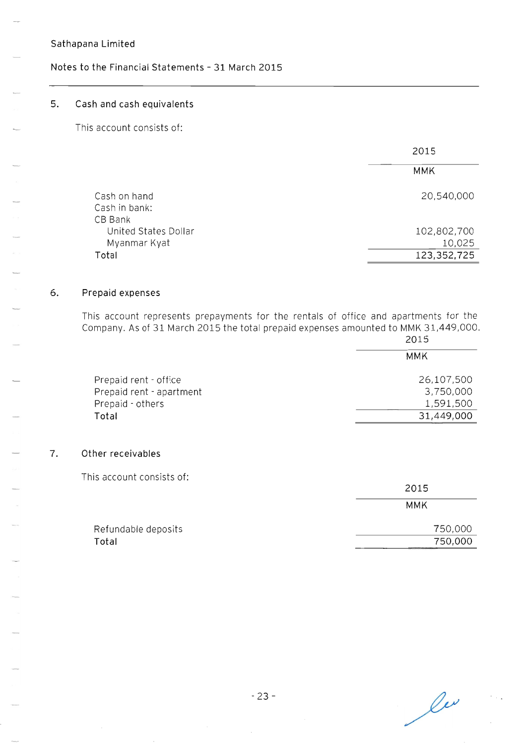Sathapana Limited

Notes to the Financial Statements - 31 March 2015

## 5. Cash and cash equivalents

This account consists of:

| | 2015 |
|---|---|
| | MMK |
| Cash on hand | 20,540,000 |
| Cash in bank: | |
| CB Bank | |
| United States Dollar | 102,802,700 |
| Myanmar Kyat | 10,025 |
| **Total** | 123,352,725 |

## 6. Prepaid expenses

This account represents prepayments for the rentals of office and apartments for the Company. As of 31 March 2015 the total prepaid expenses amounted to MMK 31,449,000.

| | 2015 |
|---|---|
| | MMK |
| Prepaid rent - office | 26,107,500 |
| Prepaid rent - apartment | 3,750,000 |
| Prepaid - others | 1,591,500 |
| **Total** | 31,449,000 |

## 7. Other receivables

This account consists of:

| | 2015 |
|---|---|
| | MMK |
| Refundable deposits | 750,000 |
| **Total** | 750,000 |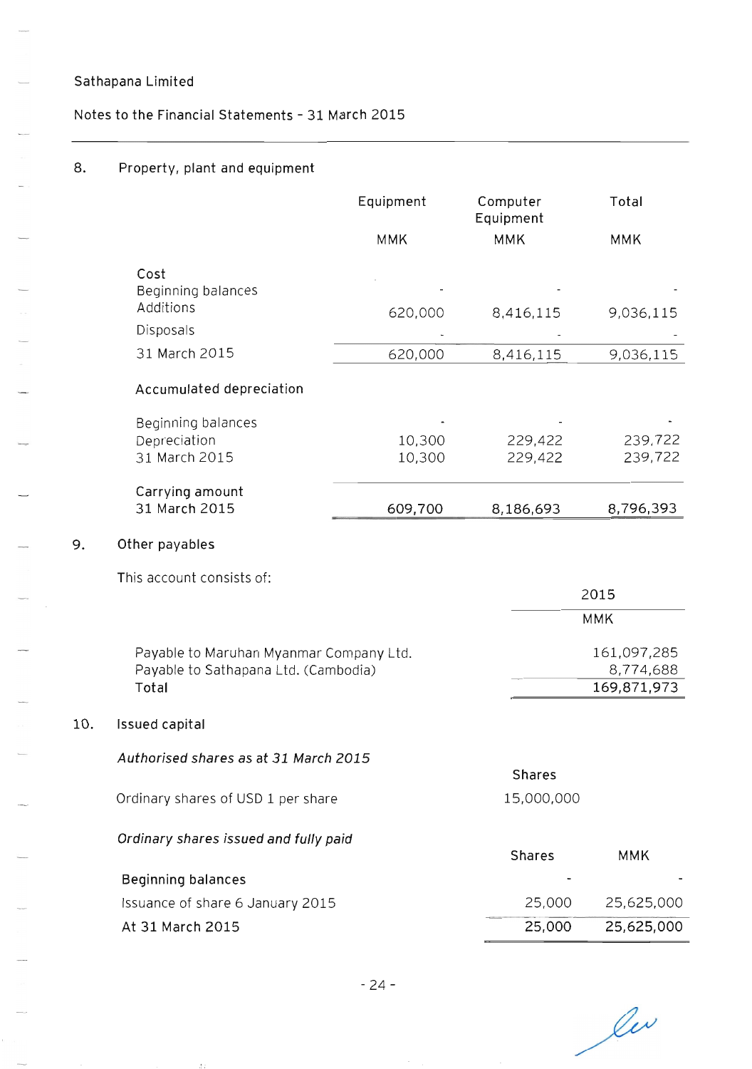Sathapana Limited

Notes to the Financial Statements - 31 March 2015

## 8. Property, plant and equipment

| | Equipment | Computer Equipment | Total |
|---|---|---|---|
| | MMK | MMK | MMK |
| **Cost** | | | |
| Beginning balances | - | - | - |
| Additions | 620,000 | 8,416,115 | 9,036,115 |
| Disposals | - | - | - |
| 31 March 2015 | 620,000 | 8,416,115 | 9,036,115 |
| **Accumulated depreciation** | | | |
| Beginning balances | - | - | - |
| Depreciation | 10,300 | 229,422 | 239,722 |
| 31 March 2015 | 10,300 | 229,422 | 239,722 |
| **Carrying amount** | | | |
| 31 March 2015 | 609,700 | 8,186,693 | 8,796,393 |

## 9. Other payables

This account consists of:

| | 2015 |
|---|---|
| | MMK |
| Payable to Maruhan Myanmar Company Ltd. | 161,097,285 |
| Payable to Sathapana Ltd. (Cambodia) | 8,774,688 |
| Total | 169,871,973 |

## 10. Issued capital

*Authorised shares as at 31 March 2015*

| | Shares |
|---|---|
| Ordinary shares of USD 1 per share | 15,000,000 |

*Ordinary shares issued and fully paid*

| | Shares | MMK |
|---|---|---|
| Beginning balances | - | - |
| Issuance of share 6 January 2015 | 25,000 | 25,625,000 |
| At 31 March 2015 | 25,000 | 25,625,000 |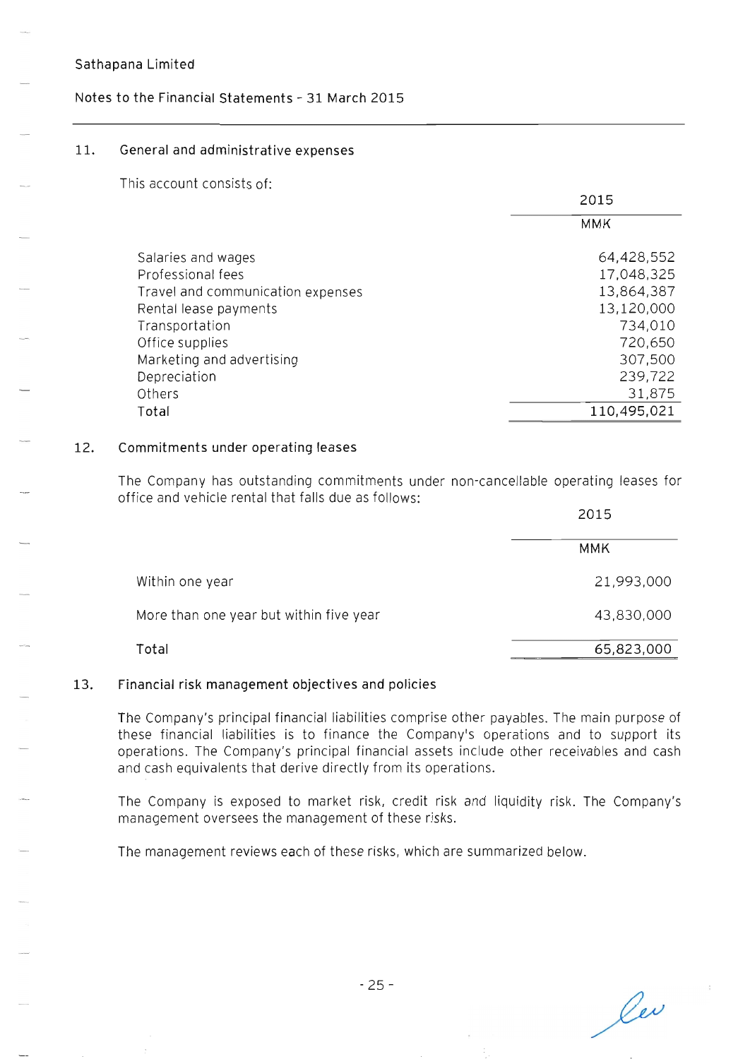## 11. General and administrative expenses

This account consists of:

| | 2015 |
|---|---|
| | MMK |
| Salaries and wages | 64,428,552 |
| Professional fees | 17,048,325 |
| Travel and communication expenses | 13,864,387 |
| Rental lease payments | 13,120,000 |
| Transportation | 734,010 |
| Office supplies | 720,650 |
| Marketing and advertising | 307,500 |
| Depreciation | 239,722 |
| Others | 31,875 |
| Total | 110,495,021 |

## 12. Commitments under operating leases

The Company has outstanding commitments under non-cancellable operating leases for office and vehicle rental that falls due as follows:

| | 2015 |
|---|---|
| | MMK |
| Within one year | 21,993,000 |
| More than one year but within five year | 43,830,000 |
| Total | 65,823,000 |

## 13. Financial risk management objectives and policies

The Company's principal financial liabilities comprise other payables. The main purpose of these financial liabilities is to finance the Company's operations and to support its operations. The Company's principal financial assets include other receivables and cash and cash equivalents that derive directly from its operations.

The Company is exposed to market risk, credit risk and liquidity risk. The Company's management oversees the management of these risks.

The management reviews each of these risks, which are summarized below.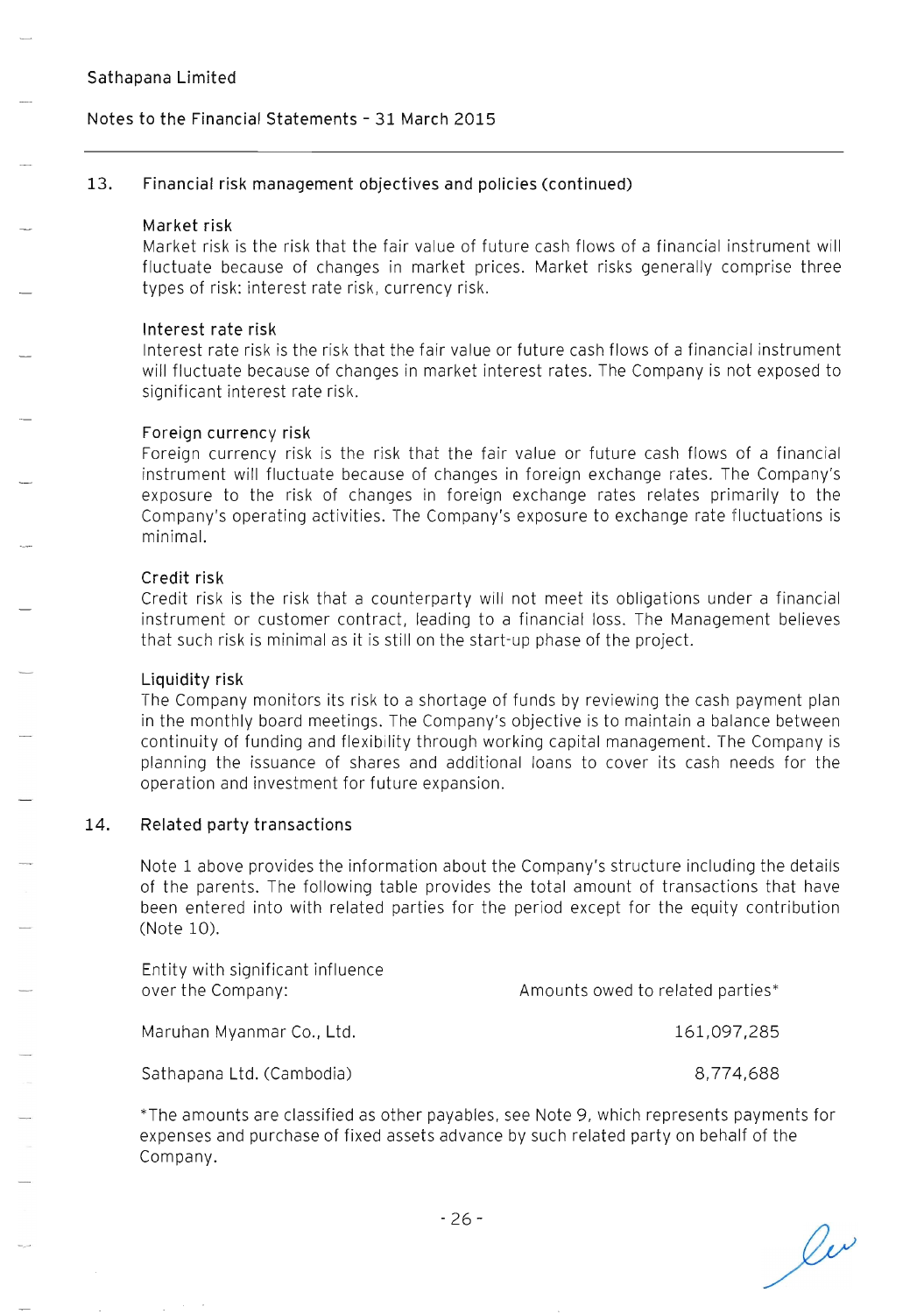## 13. Financial risk management objectives and policies (continued)

### Market risk

Market risk is the risk that the fair value of future cash flows of a financial instrument will fluctuate because of changes in market prices. Market risks generally comprise three types of risk: interest rate risk, currency risk.

### Interest rate risk

Interest rate risk is the risk that the fair value or future cash flows of a financial instrument will fluctuate because of changes in market interest rates. The Company is not exposed to significant interest rate risk.

### Foreign currency risk

Foreign currency risk is the risk that the fair value or future cash flows of a financial instrument will fluctuate because of changes in foreign exchange rates. The Company's exposure to the risk of changes in foreign exchange rates relates primarily to the Company's operating activities. The Company's exposure to exchange rate fluctuations is minimal.

### Credit risk

Credit risk is the risk that a counterparty will not meet its obligations under a financial instrument or customer contract, leading to a financial loss. The Management believes that such risk is minimal as it is still on the start-up phase of the project.

### Liquidity risk

The Company monitors its risk to a shortage of funds by reviewing the cash payment plan in the monthly board meetings. The Company's objective is to maintain a balance between continuity of funding and flexibility through working capital management. The Company is planning the issuance of shares and additional loans to cover its cash needs for the operation and investment for future expansion.

## 14. Related party transactions

Note 1 above provides the information about the Company's structure including the details of the parents. The following table provides the total amount of transactions that have been entered into with related parties for the period except for the equity contribution (Note 10).

| Entity with significant influence over the Company: | Amounts owed to related parties* |
|---|---|
| Maruhan Myanmar Co., Ltd. | 161,097,285 |
| Sathapana Ltd. (Cambodia) | 8,774,688 |

*The amounts are classified as other payables, see Note 9, which represents payments for expenses and purchase of fixed assets advance by such related party on behalf of the Company.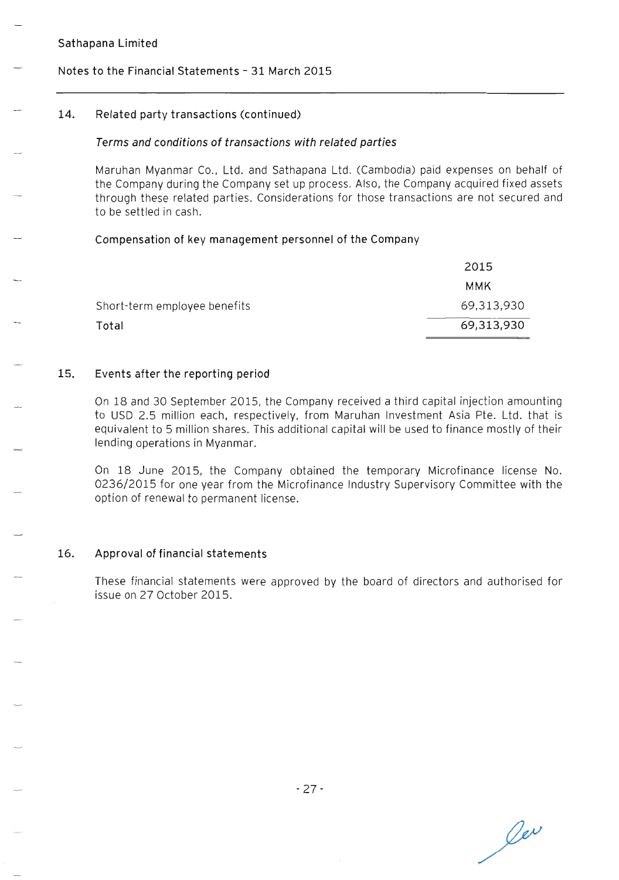### 14. Related party transactions (continued)

*Terms and conditions of transactions with related parties*

Maruhan Myanmar Co., Ltd. and Sathapana Ltd. (Cambodia) paid expenses on behalf of the Company during the Company set up process. Also, the Company acquired fixed assets through these related parties. Considerations for those transactions are not secured and to be settled in cash.

Compensation of key management personnel of the Company

| | 2015 |
|---|---|
| | MMK |
| Short-term employee benefits | 69,313,930 |
| Total | 69,313,930 |

### 15. Events after the reporting period

On 18 and 30 September 2015, the Company received a third capital injection amounting to USD 2.5 million each, respectively, from Maruhan Investment Asia Pte. Ltd. that is equivalent to 5 million shares. This additional capital will be used to finance mostly of their lending operations in Myanmar.

On 18 June 2015, the Company obtained the temporary Microfinance license No. 0236/2015 for one year from the Microfinance Industry Supervisory Committee with the option of renewal to permanent license.

### 16. Approval of financial statements

These financial statements were approved by the board of directors and authorised for issue on 27 October 2015.